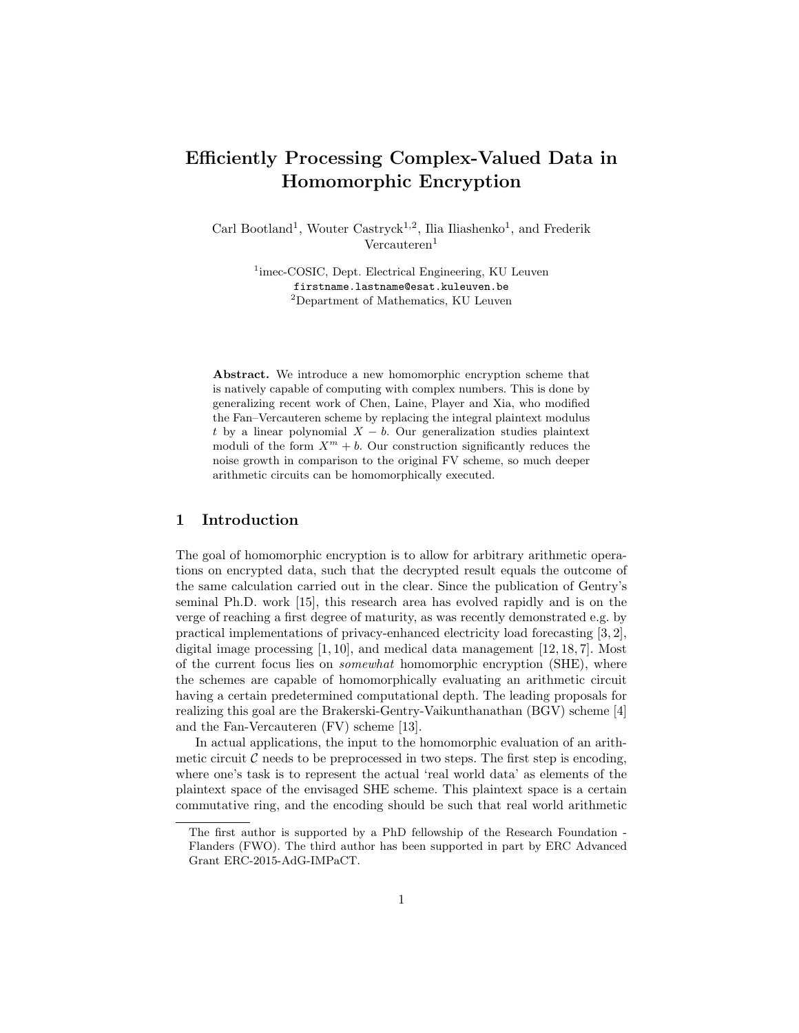# Efficiently Processing Complex-Valued Data in Homomorphic Encryption

Carl Bootland[1], Wouter Castryck[1,2], Ilia Iliashenko[1], and Frederik Vercauteren[1]

[1]imec-COSIC, Dept. Electrical Engineering, KU Leuven
firstname.lastname@esat.kuleuven.be
[2]Department of Mathematics, KU Leuven

**Abstract.** We introduce a new homomorphic encryption scheme that is natively capable of computing with complex numbers. This is done by generalizing recent work of Chen, Laine, Player and Xia, who modified the Fan–Vercauteren scheme by replacing the integral plaintext modulus $t$ by a linear polynomial $X - b$. Our generalization studies plaintext moduli of the form $X^m + b$. Our construction significantly reduces the noise growth in comparison to the original FV scheme, so much deeper arithmetic circuits can be homomorphically executed.

## 1 Introduction

The goal of homomorphic encryption is to allow for arbitrary arithmetic operations on encrypted data, such that the decrypted result equals the outcome of the same calculation carried out in the clear. Since the publication of Gentry's seminal Ph.D. work [15], this research area has evolved rapidly and is on the verge of reaching a first degree of maturity, as was recently demonstrated e.g. by practical implementations of privacy-enhanced electricity load forecasting [3, 2], digital image processing [1, 10], and medical data management [12, 18, 7]. Most of the current focus lies on *somewhat* homomorphic encryption (SHE), where the schemes are capable of homomorphically evaluating an arithmetic circuit having a certain predetermined computational depth. The leading proposals for realizing this goal are the Brakerski-Gentry-Vaikunthanathan (BGV) scheme [4] and the Fan-Vercauteren (FV) scheme [13].

In actual applications, the input to the homomorphic evaluation of an arithmetic circuit $\mathcal{C}$ needs to be preprocessed in two steps. The first step is encoding, where one's task is to represent the actual 'real world data' as elements of the plaintext space of the envisaged SHE scheme. This plaintext space is a certain commutative ring, and the encoding should be such that real world arithmetic

The first author is supported by a PhD fellowship of the Research Foundation - Flanders (FWO). The third author has been supported in part by ERC Advanced Grant ERC-2015-AdG-IMPaCT.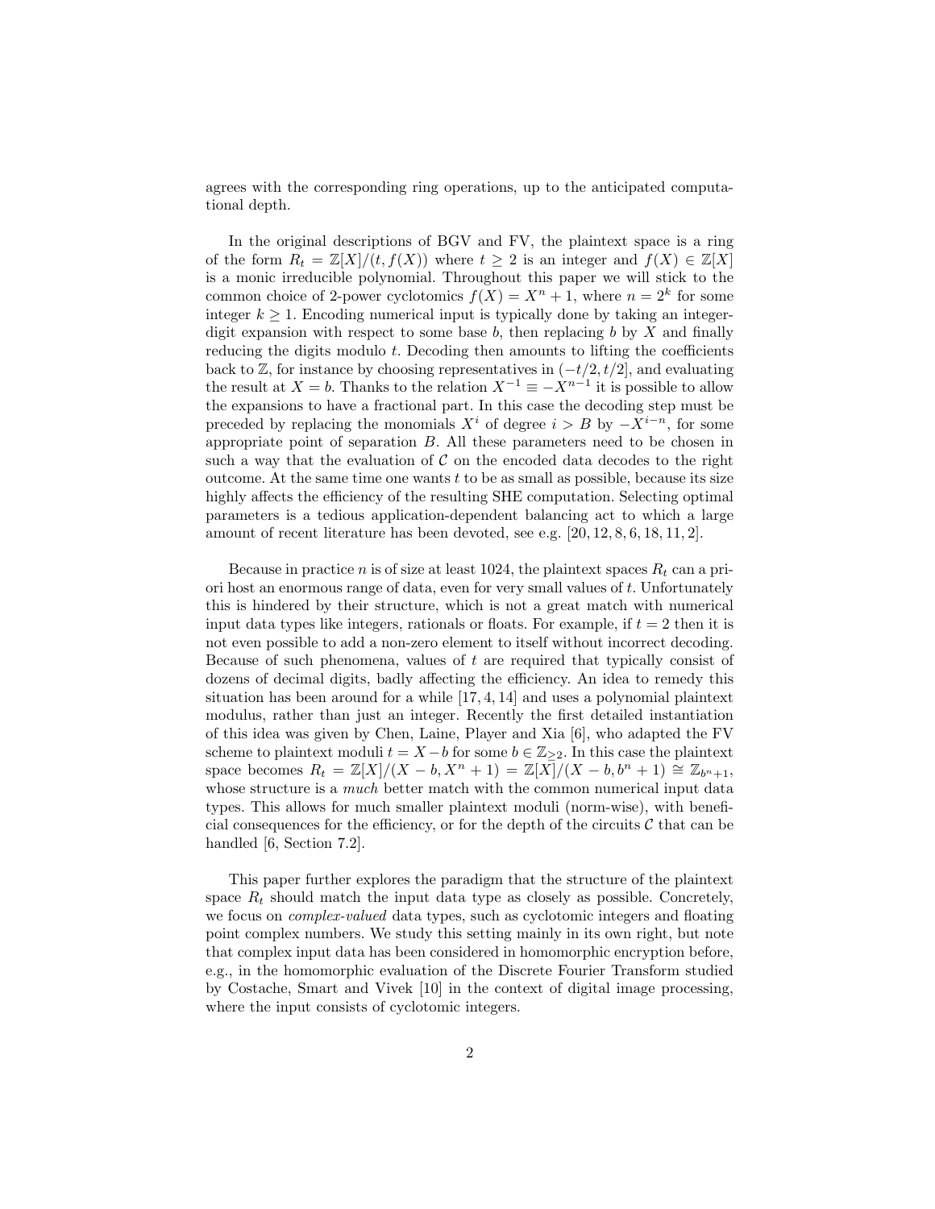agrees with the corresponding ring operations, up to the anticipated computational depth.

In the original descriptions of BGV and FV, the plaintext space is a ring of the form $R_t = \mathbb{Z}[X]/(t, f(X))$ where $t \geq 2$ is an integer and $f(X) \in \mathbb{Z}[X]$ is a monic irreducible polynomial. Throughout this paper we will stick to the common choice of 2-power cyclotomics $f(X) = X^n + 1$, where $n = 2^k$ for some integer $k \geq 1$. Encoding numerical input is typically done by taking an integer-digit expansion with respect to some base $b$, then replacing $b$ by $X$ and finally reducing the digits modulo $t$. Decoding then amounts to lifting the coefficients back to $\mathbb{Z}$, for instance by choosing representatives in $(-t/2, t/2]$, and evaluating the result at $X = b$. Thanks to the relation $X^{-1} \equiv -X^{n-1}$ it is possible to allow the expansions to have a fractional part. In this case the decoding step must be preceded by replacing the monomials $X^i$ of degree $i > B$ by $-X^{i-n}$, for some appropriate point of separation $B$. All these parameters need to be chosen in such a way that the evaluation of $\mathcal{C}$ on the encoded data decodes to the right outcome. At the same time one wants $t$ to be as small as possible, because its size highly affects the efficiency of the resulting SHE computation. Selecting optimal parameters is a tedious application-dependent balancing act to which a large amount of recent literature has been devoted, see e.g. [20, 12, 8, 6, 18, 11, 2].

Because in practice $n$ is of size at least 1024, the plaintext spaces $R_t$ can a priori host an enormous range of data, even for very small values of $t$. Unfortunately this is hindered by their structure, which is not a great match with numerical input data types like integers, rationals or floats. For example, if $t = 2$ then it is not even possible to add a non-zero element to itself without incorrect decoding. Because of such phenomena, values of $t$ are required that typically consist of dozens of decimal digits, badly affecting the efficiency. An idea to remedy this situation has been around for a while [17, 4, 14] and uses a polynomial plaintext modulus, rather than just an integer. Recently the first detailed instantiation of this idea was given by Chen, Laine, Player and Xia [6], who adapted the FV scheme to plaintext moduli $t = X - b$ for some $b \in \mathbb{Z}_{\geq 2}$. In this case the plaintext space becomes $R_t = \mathbb{Z}[X]/(X - b, X^n + 1) = \mathbb{Z}[X]/(X - b, b^n + 1) \cong \mathbb{Z}_{b^n+1}$, whose structure is a *much* better match with the common numerical input data types. This allows for much smaller plaintext moduli (norm-wise), with beneficial consequences for the efficiency, or for the depth of the circuits $\mathcal{C}$ that can be handled [6, Section 7.2].

This paper further explores the paradigm that the structure of the plaintext space $R_t$ should match the input data type as closely as possible. Concretely, we focus on *complex-valued* data types, such as cyclotomic integers and floating point complex numbers. We study this setting mainly in its own right, but note that complex input data has been considered in homomorphic encryption before, e.g., in the homomorphic evaluation of the Discrete Fourier Transform studied by Costache, Smart and Vivek [10] in the context of digital image processing, where the input consists of cyclotomic integers.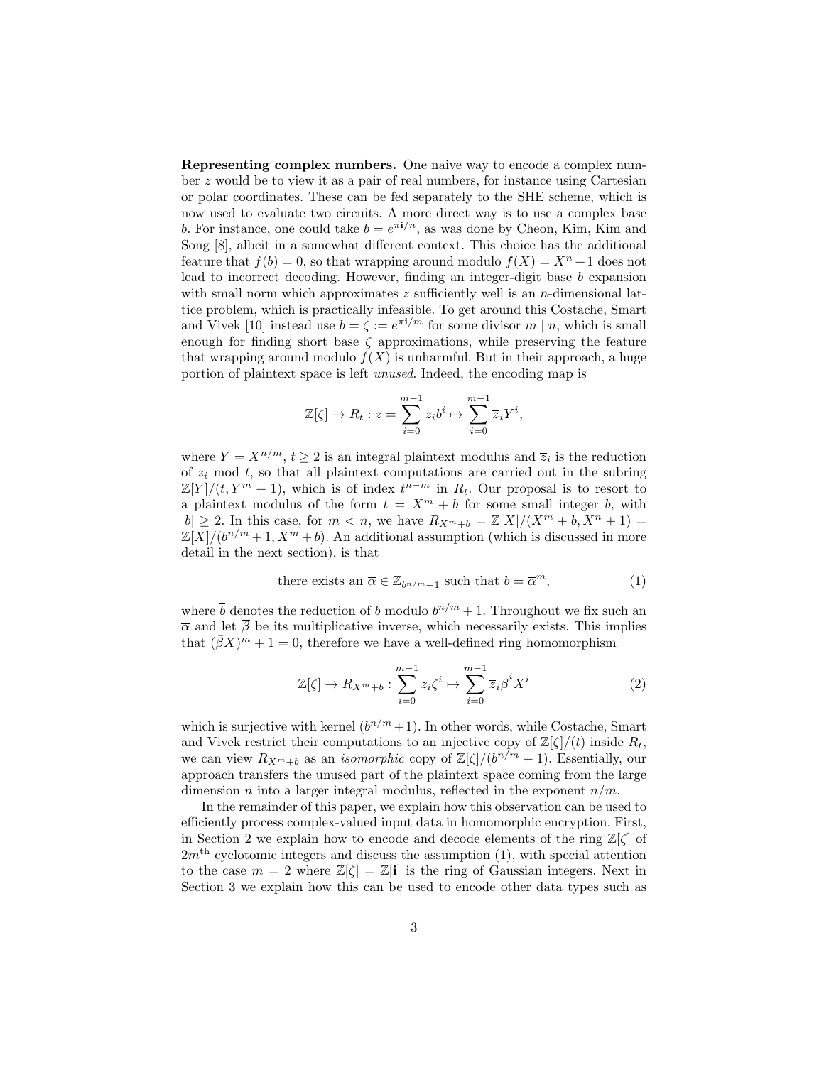**Representing complex numbers.** One naive way to encode a complex number $z$ would be to view it as a pair of real numbers, for instance using Cartesian or polar coordinates. These can be fed separately to the SHE scheme, which is now used to evaluate two circuits. A more direct way is to use a complex base $b$. For instance, one could take $b = e^{\pi \mathbf{i}/n}$, as was done by Cheon, Kim, Kim and Song [8], albeit in a somewhat different context. This choice has the additional feature that $f(b) = 0$, so that wrapping around modulo $f(X) = X^n + 1$ does not lead to incorrect decoding. However, finding an integer-digit base $b$ expansion with small norm which approximates $z$ sufficiently well is an $n$-dimensional lattice problem, which is practically infeasible. To get around this Costache, Smart and Vivek [10] instead use $b = \zeta := e^{\pi \mathbf{i}/m}$ for some divisor $m \mid n$, which is small enough for finding short base $\zeta$ approximations, while preserving the feature that wrapping around modulo $f(X)$ is unharmful. But in their approach, a huge portion of plaintext space is left *unused*. Indeed, the encoding map is

$$\mathbb{Z}[\zeta] \to R_t : z = \sum_{i=0}^{m-1} z_i b^i \mapsto \sum_{i=0}^{m-1} \overline{z}_i Y^i,$$

where $Y = X^{n/m}$, $t \geq 2$ is an integral plaintext modulus and $\overline{z}_i$ is the reduction of $z_i$ mod $t$, so that all plaintext computations are carried out in the subring $\mathbb{Z}[Y]/(t, Y^m + 1)$, which is of index $t^{n-m}$ in $R_t$. Our proposal is to resort to a plaintext modulus of the form $t = X^m + b$ for some small integer $b$, with $|b| \geq 2$. In this case, for $m < n$, we have $R_{X^m+b} = \mathbb{Z}[X]/(X^m + b, X^n + 1) = \mathbb{Z}[X]/(b^{n/m} + 1, X^m + b)$. An additional assumption (which is discussed in more detail in the next section), is that

$$\text{there exists an } \overline{\alpha} \in \mathbb{Z}_{b^{n/m}+1} \text{ such that } \overline{b} = \overline{\alpha}^m, \tag{1}$$

where $\overline{b}$ denotes the reduction of $b$ modulo $b^{n/m} + 1$. Throughout we fix such an $\overline{\alpha}$ and let $\overline{\beta}$ be its multiplicative inverse, which necessarily exists. This implies that $(\bar{\beta} X)^m + 1 = 0$, therefore we have a well-defined ring homomorphism

$$\mathbb{Z}[\zeta] \to R_{X^m+b} : \sum_{i=0}^{m-1} z_i \zeta^i \mapsto \sum_{i=0}^{m-1} \overline{z}_i \overline{\beta}^i X^i \tag{2}$$

which is surjective with kernel $(b^{n/m} + 1)$. In other words, while Costache, Smart and Vivek restrict their computations to an injective copy of $\mathbb{Z}[\zeta]/(t)$ inside $R_t$, we can view $R_{X^m+b}$ as an *isomorphic* copy of $\mathbb{Z}[\zeta]/(b^{n/m} + 1)$. Essentially, our approach transfers the unused part of the plaintext space coming from the large dimension $n$ into a larger integral modulus, reflected in the exponent $n/m$.

In the remainder of this paper, we explain how this observation can be used to efficiently process complex-valued input data in homomorphic encryption. First, in Section 2 we explain how to encode and decode elements of the ring $\mathbb{Z}[\zeta]$ of $2m^{\text{th}}$ cyclotomic integers and discuss the assumption (1), with special attention to the case $m = 2$ where $\mathbb{Z}[\zeta] = \mathbb{Z}[\mathbf{i}]$ is the ring of Gaussian integers. Next in Section 3 we explain how this can be used to encode other data types such as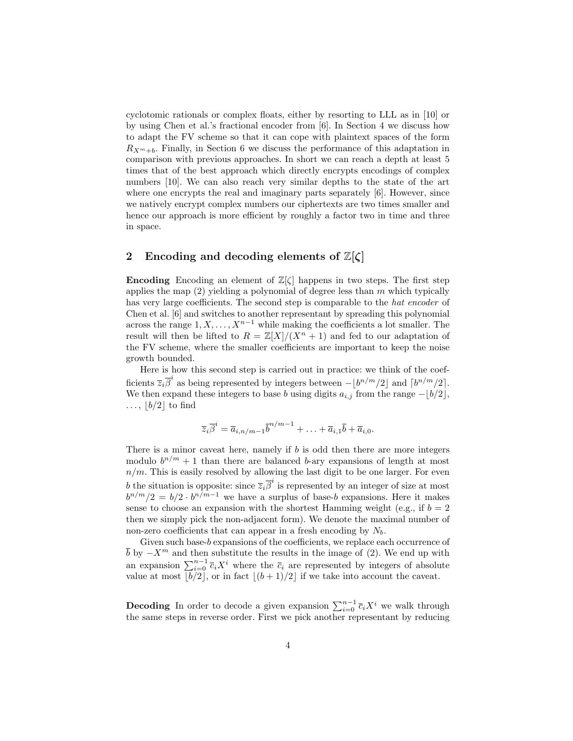cyclotomic rationals or complex floats, either by resorting to LLL as in [10] or by using Chen et al.'s fractional encoder from [6]. In Section 4 we discuss how to adapt the FV scheme so that it can cope with plaintext spaces of the form $R_{X^m+b}$. Finally, in Section 6 we discuss the performance of this adaptation in comparison with previous approaches. In short we can reach a depth at least 5 times that of the best approach which directly encrypts encodings of complex numbers [10]. We can also reach very similar depths to the state of the art where one encrypts the real and imaginary parts separately [6]. However, since we natively encrypt complex numbers our ciphertexts are two times smaller and hence our approach is more efficient by roughly a factor two in time and three in space.

## 2 Encoding and decoding elements of $\mathbb{Z}[\zeta]$

**Encoding** Encoding an element of $\mathbb{Z}[\zeta]$ happens in two steps. The first step applies the map (2) yielding a polynomial of degree less than $m$ which typically has very large coefficients. The second step is comparable to the *hat encoder* of Chen et al. [6] and switches to another representant by spreading this polynomial across the range $1, X, \ldots, X^{n-1}$ while making the coefficients a lot smaller. The result will then be lifted to $R = \mathbb{Z}[X]/(X^n + 1)$ and fed to our adaptation of the FV scheme, where the smaller coefficients are important to keep the noise growth bounded.

Here is how this second step is carried out in practice: we think of the coefficients $\overline{z}_i\overline{\beta}^i$ as being represented by integers between $-\lfloor b^{n/m}/2 \rfloor$ and $\lceil b^{n/m}/2 \rceil$. We then expand these integers to base $b$ using digits $a_{i,j}$ from the range $-\lfloor b/2 \rfloor$, $\ldots$, $\lfloor b/2 \rfloor$ to find

$$\overline{z}_i\overline{\beta}^i = \overline{a}_{i,n/m-1}\overline{b}^{n/m-1} + \ldots + \overline{a}_{i,1}\overline{b} + \overline{a}_{i,0}.$$

There is a minor caveat here, namely if $b$ is odd then there are more integers modulo $b^{n/m} + 1$ than there are balanced $b$-ary expansions of length at most $n/m$. This is easily resolved by allowing the last digit to be one larger. For even $b$ the situation is opposite: since $\overline{z}_i\overline{\beta}^i$ is represented by an integer of size at most $b^{n/m}/2 = b/2 \cdot b^{n/m-1}$ we have a surplus of base-$b$ expansions. Here it makes sense to choose an expansion with the shortest Hamming weight (e.g., if $b = 2$ then we simply pick the non-adjacent form). We denote the maximal number of non-zero coefficients that can appear in a fresh encoding by $N_b$.

Given such base-$b$ expansions of the coefficients, we replace each occurrence of $\overline{b}$ by $-X^m$ and then substitute the results in the image of (2). We end up with an expansion $\sum_{i=0}^{n-1} \overline{c}_i X^i$ where the $\overline{c}_i$ are represented by integers of absolute value at most $\lfloor b/2 \rfloor$, or in fact $\lfloor (b+1)/2 \rfloor$ if we take into account the caveat.

**Decoding** In order to decode a given expansion $\sum_{i=0}^{n-1} \overline{c}_i X^i$ we walk through the same steps in reverse order. First we pick another representant by reducing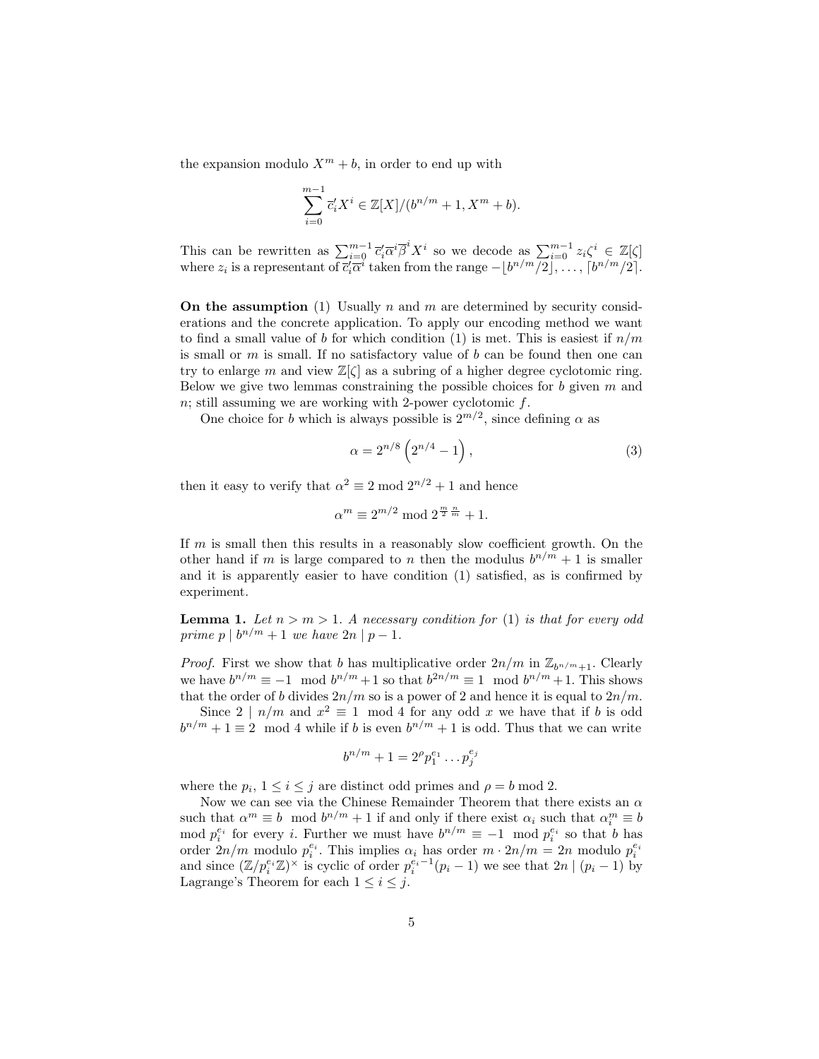the expansion modulo $X^m + b$, in order to end up with

$$\sum_{i=0}^{m-1} \overline{c}'_i X^i \in \mathbb{Z}[X]/(b^{n/m}+1, X^m + b).$$

This can be rewritten as $\sum_{i=0}^{m-1} \overline{c}'_i \overline{\alpha}^i \overline{\beta}^i X^i$ so we decode as $\sum_{i=0}^{m-1} z_i \zeta^i \in \mathbb{Z}[\zeta]$ where $z_i$ is a representant of $\overline{c}'_i \overline{\alpha}^i$ taken from the range $-\lfloor b^{n/m}/2 \rfloor, \ldots, \lceil b^{n/m}/2 \rceil$.

**On the assumption** (1) Usually $n$ and $m$ are determined by security considerations and the concrete application. To apply our encoding method we want to find a small value of $b$ for which condition (1) is met. This is easiest if $n/m$ is small or $m$ is small. If no satisfactory value of $b$ can be found then one can try to enlarge $m$ and view $\mathbb{Z}[\zeta]$ as a subring of a higher degree cyclotomic ring. Below we give two lemmas constraining the possible choices for $b$ given $m$ and $n$; still assuming we are working with 2-power cyclotomic $f$.

One choice for $b$ which is always possible is $2^{m/2}$, since defining $\alpha$ as

$$\alpha = 2^{n/8}\left(2^{n/4} - 1\right), \tag{3}$$

then it easy to verify that $\alpha^2 \equiv 2 \bmod 2^{n/2} + 1$ and hence

$$\alpha^m \equiv 2^{m/2} \bmod 2^{\frac{m}{2}\frac{n}{m}} + 1.$$

If $m$ is small then this results in a reasonably slow coefficient growth. On the other hand if $m$ is large compared to $n$ then the modulus $b^{n/m} + 1$ is smaller and it is apparently easier to have condition (1) satisfied, as is confirmed by experiment.

**Lemma 1.** *Let $n > m > 1$. A necessary condition for (1) is that for every odd prime $p \mid b^{n/m} + 1$ we have $2n \mid p - 1$.*

*Proof.* First we show that $b$ has multiplicative order $2n/m$ in $\mathbb{Z}_{b^{n/m}+1}$. Clearly we have $b^{n/m} \equiv -1 \mod b^{n/m}+1$ so that $b^{2n/m} \equiv 1 \mod b^{n/m}+1$. This shows that the order of $b$ divides $2n/m$ so is a power of 2 and hence it is equal to $2n/m$.

Since $2 \mid n/m$ and $x^2 \equiv 1 \mod 4$ for any odd $x$ we have that if $b$ is odd $b^{n/m} + 1 \equiv 2 \mod 4$ while if $b$ is even $b^{n/m} + 1$ is odd. Thus that we can write

$$b^{n/m} + 1 = 2^\rho p_1^{e_1} \ldots p_j^{e_j}$$

where the $p_i$, $1 \leq i \leq j$ are distinct odd primes and $\rho = b \bmod 2$.

Now we can see via the Chinese Remainder Theorem that there exists an $\alpha$ such that $\alpha^m \equiv b \mod b^{n/m} + 1$ if and only if there exist $\alpha_i$ such that $\alpha_i^m \equiv b \bmod p_i^{e_i}$ for every $i$. Further we must have $b^{n/m} \equiv -1 \mod p_i^{e_i}$ so that $b$ has order $2n/m$ modulo $p_i^{e_i}$. This implies $\alpha_i$ has order $m \cdot 2n/m = 2n$ modulo $p_i^{e_i}$ and since $(\mathbb{Z}/p_i^{e_i}\mathbb{Z})^\times$ is cyclic of order $p_i^{e_i-1}(p_i - 1)$ we see that $2n \mid (p_i - 1)$ by Lagrange's Theorem for each $1 \leq i \leq j$.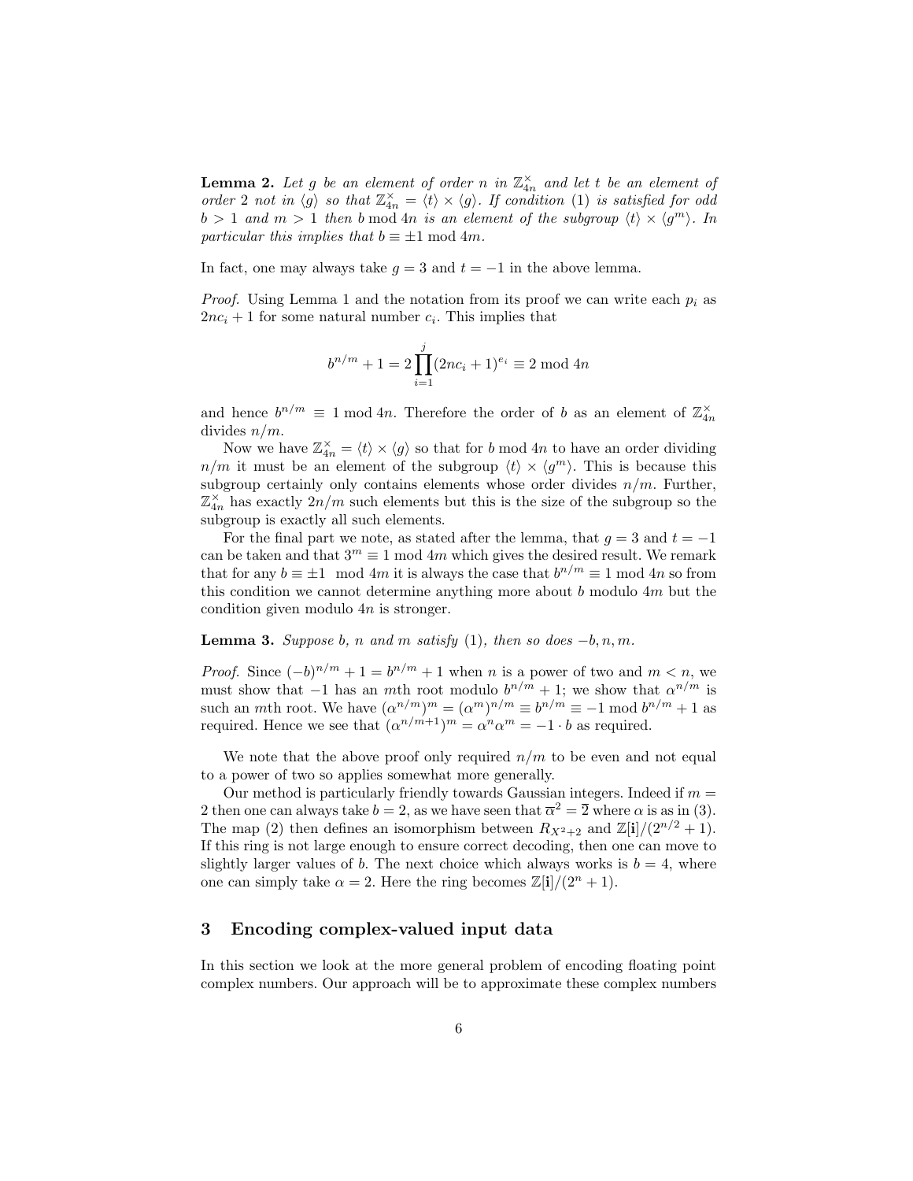**Lemma 2.** *Let $g$ be an element of order $n$ in $\mathbb{Z}_{4n}^{\times}$ and let $t$ be an element of order 2 not in $\langle g \rangle$ so that $\mathbb{Z}_{4n}^{\times} = \langle t \rangle \times \langle g \rangle$. If condition (1) is satisfied for odd $b > 1$ and $m > 1$ then $b \bmod 4n$ is an element of the subgroup $\langle t \rangle \times \langle g^m \rangle$. In particular this implies that $b \equiv \pm 1 \bmod 4m$.*

In fact, one may always take $g = 3$ and $t = -1$ in the above lemma.

*Proof.* Using Lemma 1 and the notation from its proof we can write each $p_i$ as $2nc_i + 1$ for some natural number $c_i$. This implies that

$$b^{n/m} + 1 = 2 \prod_{i=1}^{j} (2nc_i + 1)^{e_i} \equiv 2 \bmod 4n$$

and hence $b^{n/m} \equiv 1 \bmod 4n$. Therefore the order of $b$ as an element of $\mathbb{Z}_{4n}^{\times}$ divides $n/m$.

Now we have $\mathbb{Z}_{4n}^{\times} = \langle t \rangle \times \langle g \rangle$ so that for $b \bmod 4n$ to have an order dividing $n/m$ it must be an element of the subgroup $\langle t \rangle \times \langle g^m \rangle$. This is because this subgroup certainly only contains elements whose order divides $n/m$. Further, $\mathbb{Z}_{4n}^{\times}$ has exactly $2n/m$ such elements but this is the size of the subgroup so the subgroup is exactly all such elements.

For the final part we note, as stated after the lemma, that $g = 3$ and $t = -1$ can be taken and that $3^m \equiv 1 \bmod 4m$ which gives the desired result. We remark that for any $b \equiv \pm 1 \mod 4m$ it is always the case that $b^{n/m} \equiv 1 \bmod 4n$ so from this condition we cannot determine anything more about $b$ modulo $4m$ but the condition given modulo $4n$ is stronger.

**Lemma 3.** *Suppose $b$, $n$ and $m$ satisfy (1), then so does $-b, n, m$.*

*Proof.* Since $(-b)^{n/m} + 1 = b^{n/m} + 1$ when $n$ is a power of two and $m < n$, we must show that $-1$ has an $m$th root modulo $b^{n/m} + 1$; we show that $\alpha^{n/m}$ is such an $m$th root. We have $(\alpha^{n/m})^m = (\alpha^m)^{n/m} \equiv b^{n/m} \equiv -1 \bmod b^{n/m} + 1$ as required. Hence we see that $(\alpha^{n/m+1})^m = \alpha^n \alpha^m = -1 \cdot b$ as required.

We note that the above proof only required $n/m$ to be even and not equal to a power of two so applies somewhat more generally.

Our method is particularly friendly towards Gaussian integers. Indeed if $m = 2$ then one can always take $b = 2$, as we have seen that $\overline{\alpha}^2 = \overline{2}$ where $\alpha$ is as in (3). The map (2) then defines an isomorphism between $R_{X^2+2}$ and $\mathbb{Z}[\mathbf{i}]/(2^{n/2} + 1)$. If this ring is not large enough to ensure correct decoding, then one can move to slightly larger values of $b$. The next choice which always works is $b = 4$, where one can simply take $\alpha = 2$. Here the ring becomes $\mathbb{Z}[\mathbf{i}]/(2^n + 1)$.

## 3 Encoding complex-valued input data

In this section we look at the more general problem of encoding floating point complex numbers. Our approach will be to approximate these complex numbers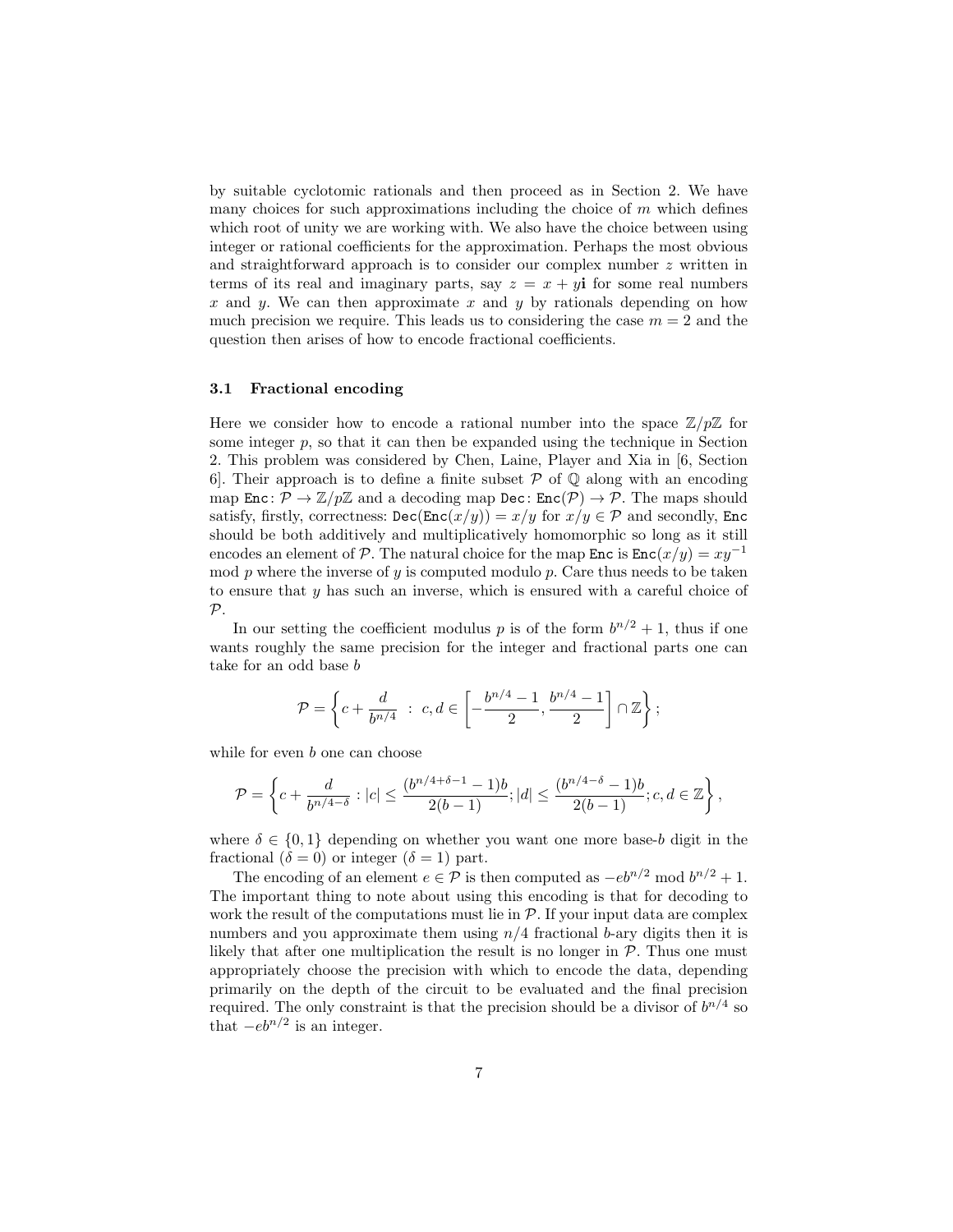by suitable cyclotomic rationals and then proceed as in Section 2. We have many choices for such approximations including the choice of $m$ which defines which root of unity we are working with. We also have the choice between using integer or rational coefficients for the approximation. Perhaps the most obvious and straightforward approach is to consider our complex number $z$ written in terms of its real and imaginary parts, say $z = x + y\mathbf{i}$ for some real numbers $x$ and $y$. We can then approximate $x$ and $y$ by rationals depending on how much precision we require. This leads us to considering the case $m = 2$ and the question then arises of how to encode fractional coefficients.

### 3.1 Fractional encoding

Here we consider how to encode a rational number into the space $\mathbb{Z}/p\mathbb{Z}$ for some integer $p$, so that it can then be expanded using the technique in Section 2. This problem was considered by Chen, Laine, Player and Xia in [6, Section 6]. Their approach is to define a finite subset $\mathcal{P}$ of $\mathbb{Q}$ along with an encoding map $\texttt{Enc}\colon \mathcal{P} \to \mathbb{Z}/p\mathbb{Z}$ and a decoding map $\texttt{Dec}\colon \texttt{Enc}(\mathcal{P}) \to \mathcal{P}$. The maps should satisfy, firstly, correctness: $\texttt{Dec}(\texttt{Enc}(x/y)) = x/y$ for $x/y \in \mathcal{P}$ and secondly, Enc should be both additively and multiplicatively homomorphic so long as it still encodes an element of $\mathcal{P}$. The natural choice for the map Enc is $\texttt{Enc}(x/y) = xy^{-1} \bmod p$ where the inverse of $y$ is computed modulo $p$. Care thus needs to be taken to ensure that $y$ has such an inverse, which is ensured with a careful choice of $\mathcal{P}$.

In our setting the coefficient modulus $p$ is of the form $b^{n/2} + 1$, thus if one wants roughly the same precision for the integer and fractional parts one can take for an odd base $b$

$$\mathcal{P} = \left\{ c + \frac{d}{b^{n/4}} \ : \ c, d \in \left[ -\frac{b^{n/4} - 1}{2}, \frac{b^{n/4} - 1}{2} \right] \cap \mathbb{Z} \right\};$$

while for even $b$ one can choose

$$\mathcal{P} = \left\{ c + \frac{d}{b^{n/4-\delta}} : |c| \leq \frac{(b^{n/4+\delta-1} - 1)b}{2(b-1)}; |d| \leq \frac{(b^{n/4-\delta} - 1)b}{2(b-1)}; c, d \in \mathbb{Z} \right\},$$

where $\delta \in \{0, 1\}$ depending on whether you want one more base-$b$ digit in the fractional ($\delta = 0$) or integer ($\delta = 1$) part.

The encoding of an element $e \in \mathcal{P}$ is then computed as $-eb^{n/2} \bmod b^{n/2} + 1$. The important thing to note about using this encoding is that for decoding to work the result of the computations must lie in $\mathcal{P}$. If your input data are complex numbers and you approximate them using $n/4$ fractional $b$-ary digits then it is likely that after one multiplication the result is no longer in $\mathcal{P}$. Thus one must appropriately choose the precision with which to encode the data, depending primarily on the depth of the circuit to be evaluated and the final precision required. The only constraint is that the precision should be a divisor of $b^{n/4}$ so that $-eb^{n/2}$ is an integer.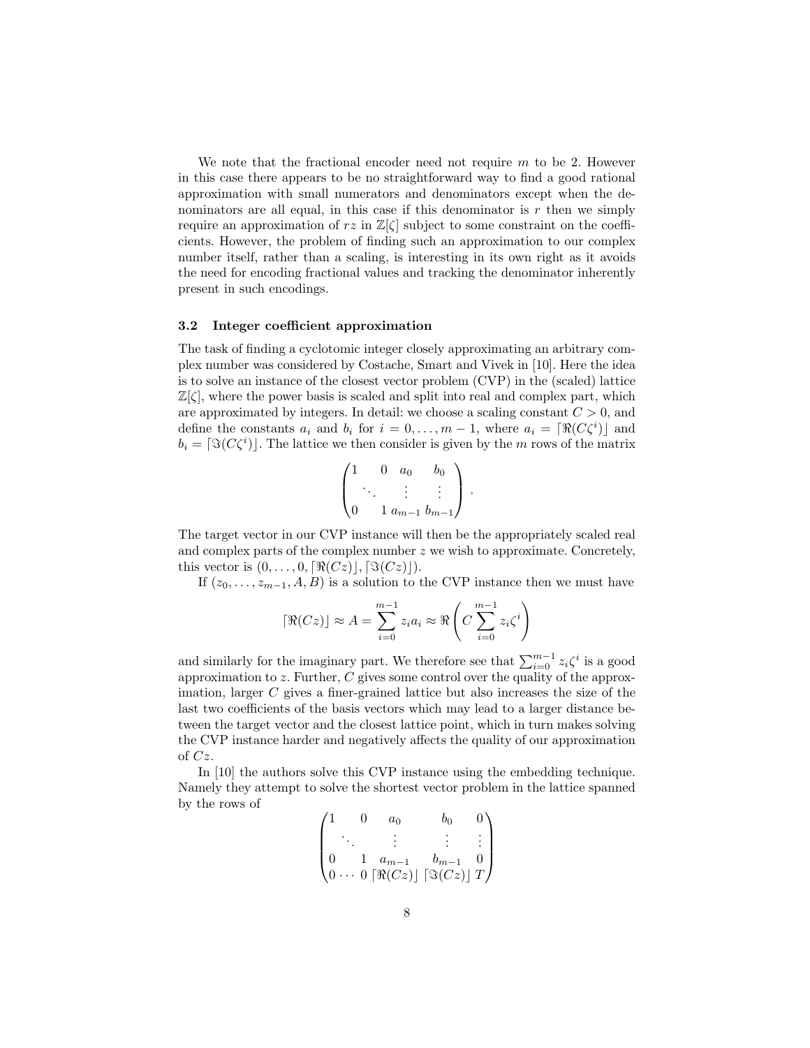We note that the fractional encoder need not require $m$ to be 2. However in this case there appears to be no straightforward way to find a good rational approximation with small numerators and denominators except when the denominators are all equal, in this case if this denominator is $r$ then we simply require an approximation of $rz$ in $\mathbb{Z}[\zeta]$ subject to some constraint on the coefficients. However, the problem of finding such an approximation to our complex number itself, rather than a scaling, is interesting in its own right as it avoids the need for encoding fractional values and tracking the denominator inherently present in such encodings.

### 3.2 Integer coefficient approximation

The task of finding a cyclotomic integer closely approximating an arbitrary complex number was considered by Costache, Smart and Vivek in [10]. Here the idea is to solve an instance of the closest vector problem (CVP) in the (scaled) lattice $\mathbb{Z}[\zeta]$, where the power basis is scaled and split into real and complex part, which are approximated by integers. In detail: we choose a scaling constant $C > 0$, and define the constants $a_i$ and $b_i$ for $i = 0, \ldots, m-1$, where $a_i = \lceil \Re(C\zeta^i) \rfloor$ and $b_i = \lceil \Im(C\zeta^i) \rfloor$. The lattice we then consider is given by the $m$ rows of the matrix

$$\begin{pmatrix} 1 & & 0 & a_0 & b_0 \\ & \ddots & & \vdots & \vdots \\ 0 & & 1 & a_{m-1} & b_{m-1} \end{pmatrix}.$$

The target vector in our CVP instance will then be the appropriately scaled real and complex parts of the complex number $z$ we wish to approximate. Concretely, this vector is $(0, \ldots, 0, \lceil \Re(Cz) \rfloor, \lceil \Im(Cz) \rfloor)$.

If $(z_0, \ldots, z_{m-1}, A, B)$ is a solution to the CVP instance then we must have

$$\lceil \Re(Cz) \rfloor \approx A = \sum_{i=0}^{m-1} z_i a_i \approx \Re\left( C \sum_{i=0}^{m-1} z_i \zeta^i \right)$$

and similarly for the imaginary part. We therefore see that $\sum_{i=0}^{m-1} z_i \zeta^i$ is a good approximation to $z$. Further, $C$ gives some control over the quality of the approximation, larger $C$ gives a finer-grained lattice but also increases the size of the last two coefficients of the basis vectors which may lead to a larger distance between the target vector and the closest lattice point, which in turn makes solving the CVP instance harder and negatively affects the quality of our approximation of $Cz$.

In [10] the authors solve this CVP instance using the embedding technique. Namely they attempt to solve the shortest vector problem in the lattice spanned by the rows of

$$\begin{pmatrix} 1 & & 0 & a_0 & b_0 & 0 \\ & \ddots & & \vdots & \vdots & \vdots \\ 0 & & 1 & a_{m-1} & b_{m-1} & 0 \\ 0 & \cdots & 0 & \lceil \Re(Cz) \rfloor & \lceil \Im(Cz) \rfloor & T \end{pmatrix}$$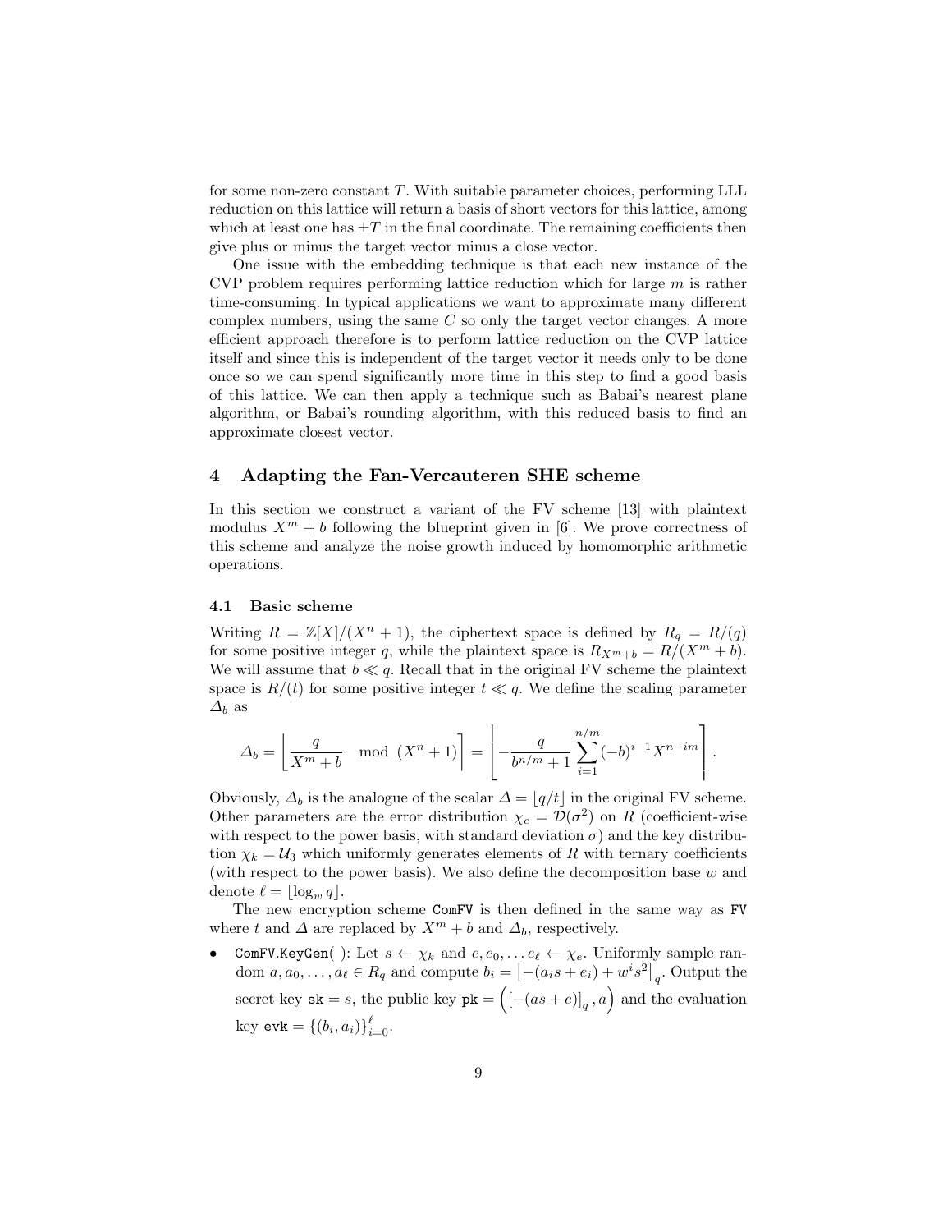for some non-zero constant $T$. With suitable parameter choices, performing LLL reduction on this lattice will return a basis of short vectors for this lattice, among which at least one has $\pm T$ in the final coordinate. The remaining coefficients then give plus or minus the target vector minus a close vector.

One issue with the embedding technique is that each new instance of the CVP problem requires performing lattice reduction which for large $m$ is rather time-consuming. In typical applications we want to approximate many different complex numbers, using the same $C$ so only the target vector changes. A more efficient approach therefore is to perform lattice reduction on the CVP lattice itself and since this is independent of the target vector it needs only to be done once so we can spend significantly more time in this step to find a good basis of this lattice. We can then apply a technique such as Babai's nearest plane algorithm, or Babai's rounding algorithm, with this reduced basis to find an approximate closest vector.

## 4 Adapting the Fan-Vercauteren SHE scheme

In this section we construct a variant of the FV scheme [13] with plaintext modulus $X^m + b$ following the blueprint given in [6]. We prove correctness of this scheme and analyze the noise growth induced by homomorphic arithmetic operations.

### 4.1 Basic scheme

Writing $R = \mathbb{Z}[X]/(X^n + 1)$, the ciphertext space is defined by $R_q = R/(q)$ for some positive integer $q$, while the plaintext space is $R_{X^m+b} = R/(X^m + b)$. We will assume that $b \ll q$. Recall that in the original FV scheme the plaintext space is $R/(t)$ for some positive integer $t \ll q$. We define the scaling parameter $\Delta_b$ as

$$\Delta_b = \left\lfloor \frac{q}{X^m + b} \mod (X^n + 1) \right\rceil = \left\lfloor -\frac{q}{b^{n/m} + 1} \sum_{i=1}^{n/m} (-b)^{i-1} X^{n-im} \right\rceil .$$

Obviously, $\Delta_b$ is the analogue of the scalar $\Delta = \lfloor q/t \rfloor$ in the original FV scheme. Other parameters are the error distribution $\chi_e = \mathcal{D}(\sigma^2)$ on $R$ (coefficient-wise with respect to the power basis, with standard deviation $\sigma$) and the key distribution $\chi_k = \mathcal{U}_3$ which uniformly generates elements of $R$ with ternary coefficients (with respect to the power basis). We also define the decomposition base $w$ and denote $\ell = \lfloor \log_w q \rfloor$.

The new encryption scheme `ComFV` is then defined in the same way as `FV` where $t$ and $\Delta$ are replaced by $X^m + b$ and $\Delta_b$, respectively.

- `ComFV.KeyGen( )`: Let $s \leftarrow \chi_k$ and $e, e_0, \ldots e_\ell \leftarrow \chi_e$. Uniformly sample random $a, a_0, \ldots, a_\ell \in R_q$ and compute $b_i = \left[-(a_i s + e_i) + w^i s^2\right]_q$. Output the secret key $\mathtt{sk} = s$, the public key $\mathtt{pk} = \left(\left[-(as + e)\right]_q, a\right)$ and the evaluation key $\mathtt{evk} = \{(b_i, a_i)\}_{i=0}^{\ell}$.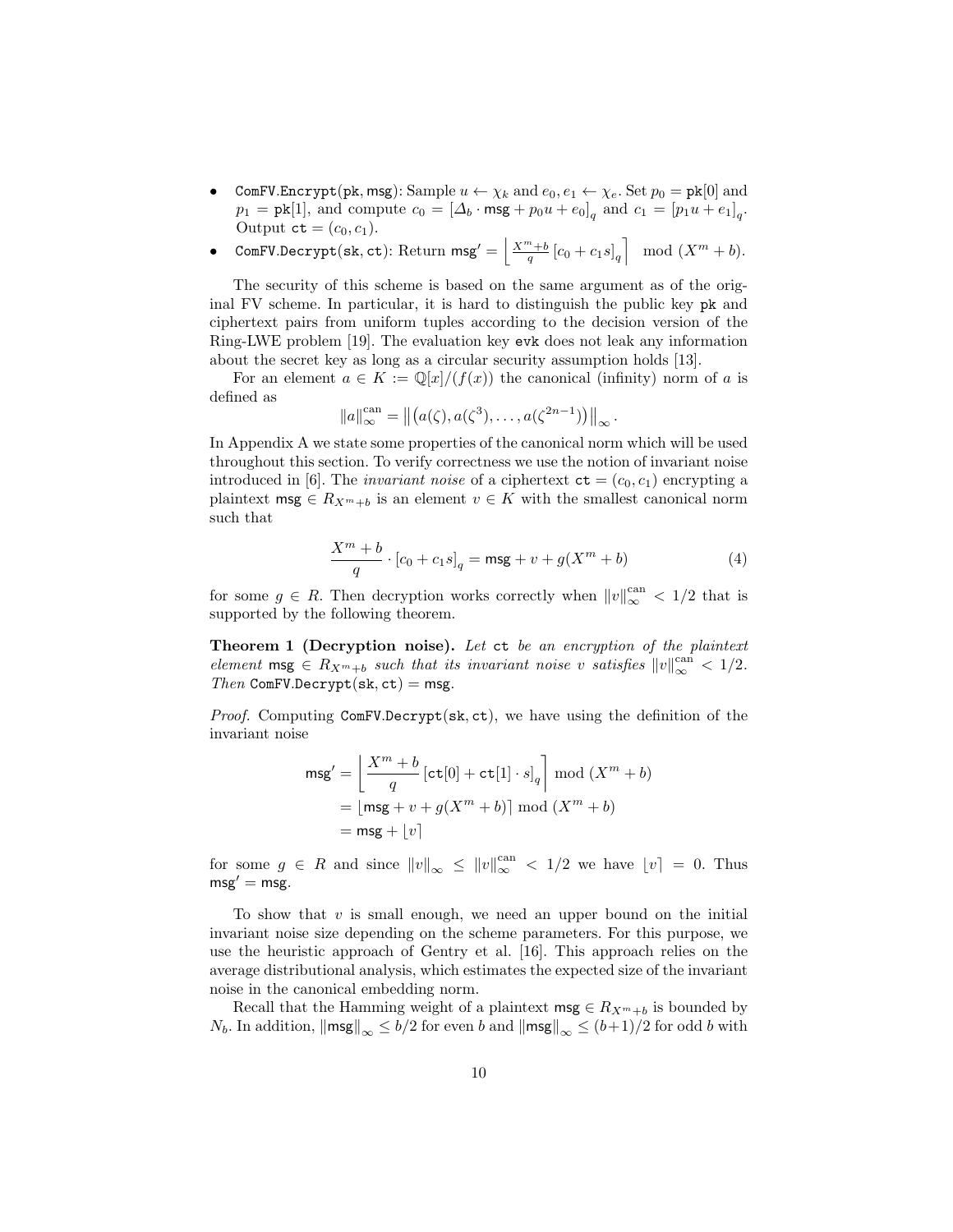- $\mathtt{ComFV.Encrypt}(\mathtt{pk}, \mathsf{msg})$: Sample $u \leftarrow \chi_k$ and $e_0, e_1 \leftarrow \chi_e$. Set $p_0 = \mathtt{pk}[0]$ and $p_1 = \mathtt{pk}[1]$, and compute $c_0 = [\Delta_b \cdot \mathsf{msg} + p_0 u + e_0]_q$ and $c_1 = [p_1 u + e_1]_q$. Output $\mathtt{ct} = (c_0, c_1)$.
- $\mathtt{ComFV.Decrypt}(\mathtt{sk}, \mathtt{ct})$: Return $\mathsf{msg}' = \left\lfloor \frac{X^m+b}{q} [c_0 + c_1 s]_q \right\rceil \mod (X^m + b)$.

The security of this scheme is based on the same argument as of the original FV scheme. In particular, it is hard to distinguish the public key pk and ciphertext pairs from uniform tuples according to the decision version of the Ring-LWE problem [19]. The evaluation key evk does not leak any information about the secret key as long as a circular security assumption holds [13].

For an element $a \in K := \mathbb{Q}[x]/(f(x))$ the canonical (infinity) norm of $a$ is defined as

$$\|a\|_\infty^{\mathrm{can}} = \left\| \left( a(\zeta), a(\zeta^3), \ldots, a(\zeta^{2n-1}) \right) \right\|_\infty .$$

In Appendix A we state some properties of the canonical norm which will be used throughout this section. To verify correctness we use the notion of invariant noise introduced in [6]. The *invariant noise* of a ciphertext $\mathtt{ct} = (c_0, c_1)$ encrypting a plaintext $\mathsf{msg} \in R_{X^m+b}$ is an element $v \in K$ with the smallest canonical norm such that

$$\frac{X^m + b}{q} \cdot [c_0 + c_1 s]_q = \mathsf{msg} + v + g(X^m + b) \tag{4}$$

for some $g \in R$. Then decryption works correctly when $\|v\|_\infty^{\mathrm{can}} < 1/2$ that is supported by the following theorem.

**Theorem 1 (Decryption noise).** *Let* ct *be an encryption of the plaintext element* $\mathsf{msg} \in R_{X^m+b}$ *such that its invariant noise* $v$ *satisfies* $\|v\|_\infty^{\mathrm{can}} < 1/2$. *Then* $\mathtt{ComFV.Decrypt}(\mathtt{sk}, \mathtt{ct}) = \mathsf{msg}$.

*Proof.* Computing $\mathtt{ComFV.Decrypt}(\mathtt{sk}, \mathtt{ct})$, we have using the definition of the invariant noise

$$\begin{aligned}
\mathsf{msg}' &= \left\lfloor \frac{X^m + b}{q} \left[ \mathtt{ct}[0] + \mathtt{ct}[1] \cdot s \right]_q \right\rceil \mod (X^m + b) \\
&= \lfloor \mathsf{msg} + v + g(X^m + b) \rceil \mod (X^m + b) \\
&= \mathsf{msg} + \lfloor v \rceil
\end{aligned}$$

for some $g \in R$ and since $\|v\|_\infty \le \|v\|_\infty^{\mathrm{can}} < 1/2$ we have $\lfloor v \rceil = 0$. Thus $\mathsf{msg}' = \mathsf{msg}$.

To show that $v$ is small enough, we need an upper bound on the initial invariant noise size depending on the scheme parameters. For this purpose, we use the heuristic approach of Gentry et al. [16]. This approach relies on the average distributional analysis, which estimates the expected size of the invariant noise in the canonical embedding norm.

Recall that the Hamming weight of a plaintext $\mathsf{msg} \in R_{X^m+b}$ is bounded by $N_b$. In addition, $\|\mathsf{msg}\|_\infty \le b/2$ for even $b$ and $\|\mathsf{msg}\|_\infty \le (b+1)/2$ for odd $b$ with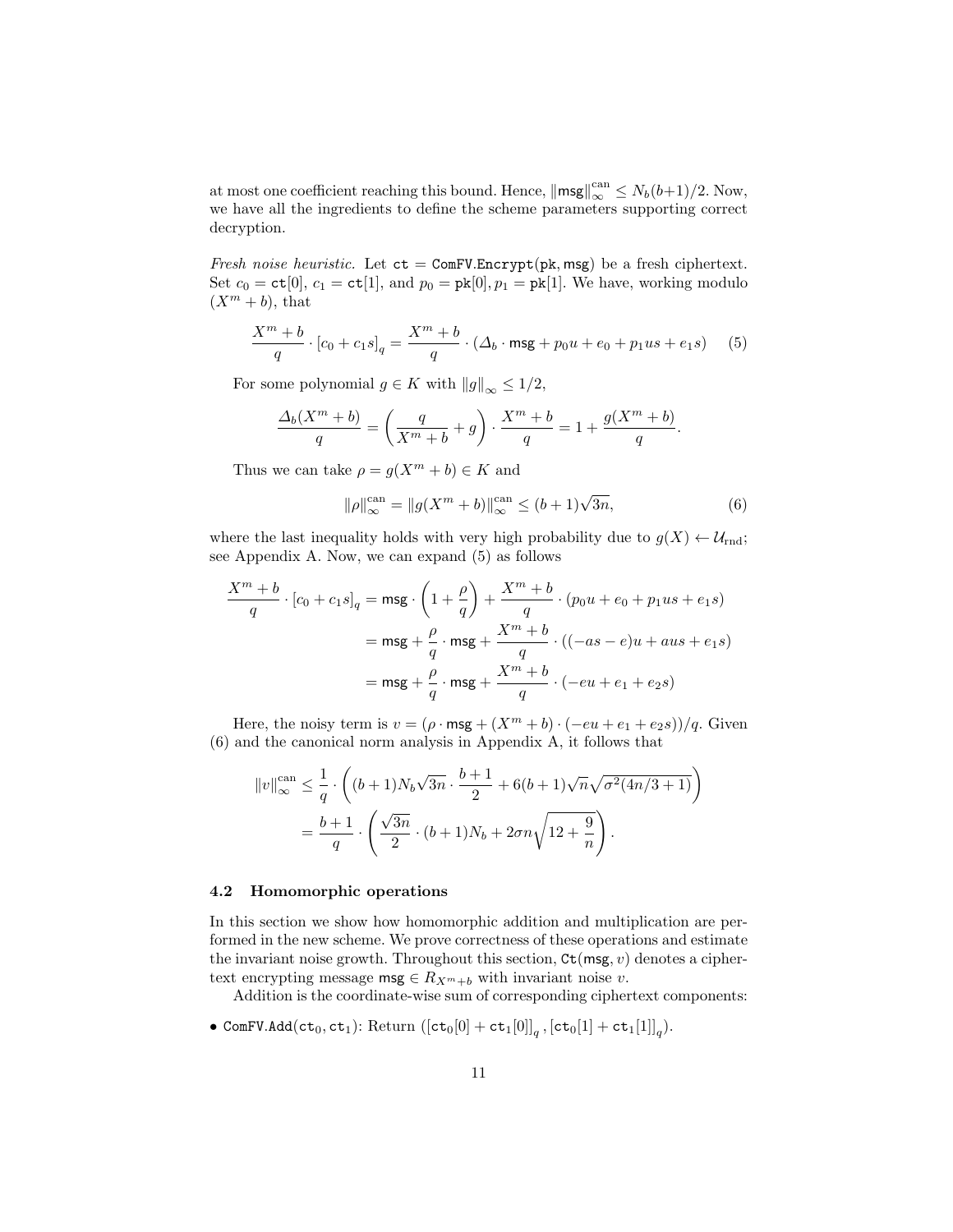at most one coefficient reaching this bound. Hence, $\|\mathsf{msg}\|_\infty^{\text{can}} \le N_b(b+1)/2$. Now, we have all the ingredients to define the scheme parameters supporting correct decryption.

*Fresh noise heuristic.* Let $\mathtt{ct} = \mathtt{ComFV.Encrypt}(\mathtt{pk}, \mathsf{msg})$ be a fresh ciphertext. Set $c_0 = \mathtt{ct}[0]$, $c_1 = \mathtt{ct}[1]$, and $p_0 = \mathtt{pk}[0], p_1 = \mathtt{pk}[1]$. We have, working modulo $(X^m + b)$, that

$$\frac{X^m + b}{q} \cdot [c_0 + c_1 s]_q = \frac{X^m + b}{q} \cdot (\Delta_b \cdot \mathsf{msg} + p_0 u + e_0 + p_1 u s + e_1 s) \tag{5}$$

For some polynomial $g \in K$ with $\|g\|_\infty \le 1/2$,

$$\frac{\Delta_b (X^m + b)}{q} = \left( \frac{q}{X^m + b} + g \right) \cdot \frac{X^m + b}{q} = 1 + \frac{g(X^m + b)}{q}.$$

Thus we can take $\rho = g(X^m + b) \in K$ and

$$\|\rho\|_\infty^{\text{can}} = \|g(X^m + b)\|_\infty^{\text{can}} \le (b+1)\sqrt{3n}, \tag{6}$$

where the last inequality holds with very high probability due to $g(X) \leftarrow \mathcal{U}_{\text{rnd}}$; see Appendix A. Now, we can expand (5) as follows

$$\begin{aligned}
\frac{X^m + b}{q} \cdot [c_0 + c_1 s]_q &= \mathsf{msg} \cdot \left(1 + \frac{\rho}{q}\right) + \frac{X^m + b}{q} \cdot (p_0 u + e_0 + p_1 u s + e_1 s) \\
&= \mathsf{msg} + \frac{\rho}{q} \cdot \mathsf{msg} + \frac{X^m + b}{q} \cdot ((-as - e)u + aus + e_1 s) \\
&= \mathsf{msg} + \frac{\rho}{q} \cdot \mathsf{msg} + \frac{X^m + b}{q} \cdot (-eu + e_1 + e_2 s)
\end{aligned}$$

Here, the noisy term is $v = (\rho \cdot \mathsf{msg} + (X^m + b) \cdot (-eu + e_1 + e_2 s))/q$. Given (6) and the canonical norm analysis in Appendix A, it follows that

$$\begin{aligned}
\|v\|_\infty^{\text{can}} &\le \frac{1}{q} \cdot \left( (b+1) N_b \sqrt{3n} \cdot \frac{b+1}{2} + 6(b+1)\sqrt{n}\sqrt{\sigma^2(4n/3 + 1)} \right) \\
&= \frac{b+1}{q} \cdot \left( \frac{\sqrt{3n}}{2} \cdot (b+1) N_b + 2\sigma n \sqrt{12 + \frac{9}{n}} \right).
\end{aligned}$$

### 4.2 Homomorphic operations

In this section we show how homomorphic addition and multiplication are performed in the new scheme. We prove correctness of these operations and estimate the invariant noise growth. Throughout this section, $\mathtt{Ct}(\mathsf{msg}, v)$ denotes a ciphertext encrypting message $\mathsf{msg} \in R_{X^m + b}$ with invariant noise $v$.

Addition is the coordinate-wise sum of corresponding ciphertext components:

- $\mathtt{ComFV.Add}(\mathtt{ct}_0, \mathtt{ct}_1)$: Return $([\mathtt{ct}_0[0] + \mathtt{ct}_1[0]]_q, [\mathtt{ct}_0[1] + \mathtt{ct}_1[1]]_q)$.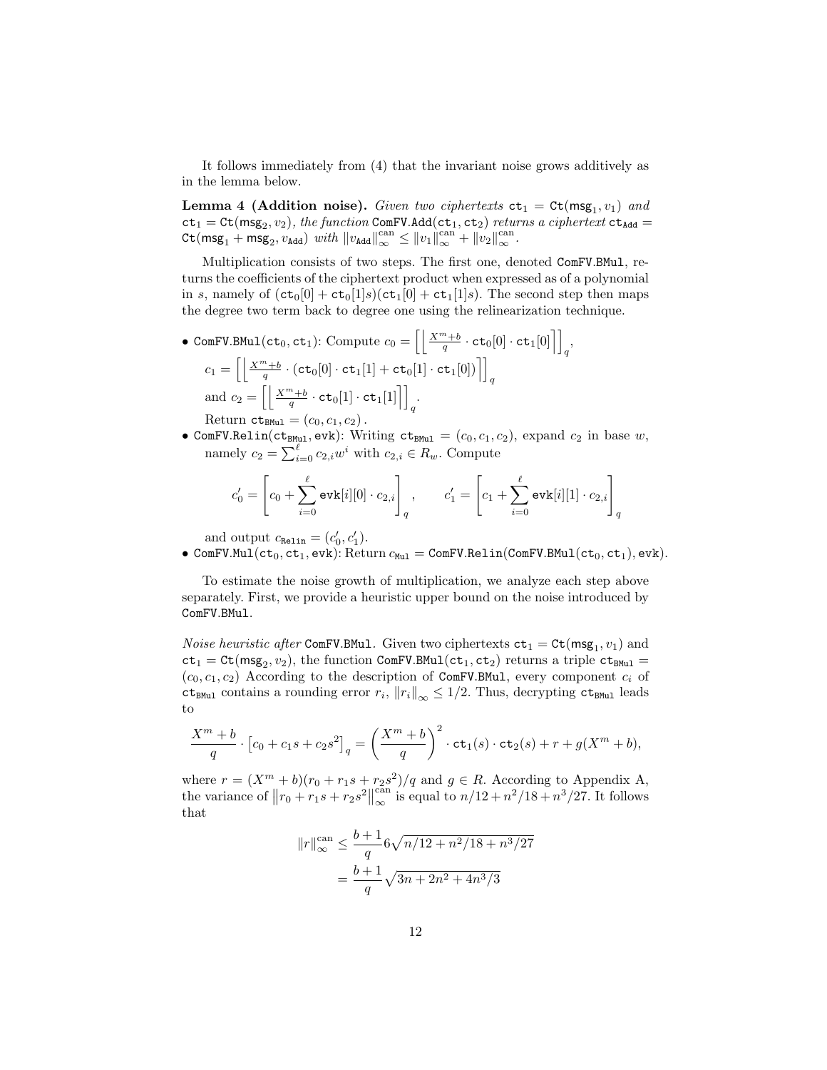It follows immediately from (4) that the invariant noise grows additively as in the lemma below.

**Lemma 4 (Addition noise).** *Given two ciphertexts* $\mathtt{ct}_1 = \mathtt{Ct}(\mathsf{msg}_1, v_1)$ *and* $\mathtt{ct}_1 = \mathtt{Ct}(\mathsf{msg}_2, v_2)$*, the function* $\mathtt{ComFV.Add}(\mathtt{ct}_1, \mathtt{ct}_2)$ *returns a ciphertext* $\mathtt{ct}_{\mathtt{Add}} = \mathtt{Ct}(\mathsf{msg}_1 + \mathsf{msg}_2, v_{\mathtt{Add}})$ *with* $\|v_{\mathtt{Add}}\|_\infty^{\mathrm{can}} \leq \|v_1\|_\infty^{\mathrm{can}} + \|v_2\|_\infty^{\mathrm{can}}$.

Multiplication consists of two steps. The first one, denoted ComFV.BMul, returns the coefficients of the ciphertext product when expressed as of a polynomial in $s$, namely of $(\mathtt{ct}_0[0] + \mathtt{ct}_0[1]s)(\mathtt{ct}_1[0] + \mathtt{ct}_1[1]s)$. The second step then maps the degree two term back to degree one using the relinearization technique.

- $\mathtt{ComFV.BMul}(\mathtt{ct}_0, \mathtt{ct}_1)$: Compute $c_0 = \left[\left\lfloor \frac{X^m+b}{q} \cdot \mathtt{ct}_0[0] \cdot \mathtt{ct}_1[0] \right\rceil\right]_q$,
  $c_1 = \left[\left\lfloor \frac{X^m+b}{q} \cdot (\mathtt{ct}_0[0] \cdot \mathtt{ct}_1[1] + \mathtt{ct}_0[1] \cdot \mathtt{ct}_1[0]) \right\rceil\right]_q$
  and $c_2 = \left[\left\lfloor \frac{X^m+b}{q} \cdot \mathtt{ct}_0[1] \cdot \mathtt{ct}_1[1] \right\rceil\right]_q$.
  Return $\mathtt{ct}_{\mathtt{BMul}} = (c_0, c_1, c_2)$.
- $\mathtt{ComFV.Relin}(\mathtt{ct}_{\mathtt{BMul}}, \mathtt{evk})$: Writing $\mathtt{ct}_{\mathtt{BMul}} = (c_0, c_1, c_2)$, expand $c_2$ in base $w$, namely $c_2 = \sum_{i=0}^{\ell} c_{2,i} w^i$ with $c_{2,i} \in R_w$. Compute

$$c_0' = \left[c_0 + \sum_{i=0}^{\ell} \mathtt{evk}[i][0] \cdot c_{2,i}\right]_q, \qquad c_1' = \left[c_1 + \sum_{i=0}^{\ell} \mathtt{evk}[i][1] \cdot c_{2,i}\right]_q$$

  and output $c_{\mathtt{Relin}} = (c_0', c_1')$.
- $\mathtt{ComFV.Mul}(\mathtt{ct}_0, \mathtt{ct}_1, \mathtt{evk})$: Return $c_{\mathtt{Mul}} = \mathtt{ComFV.Relin}(\mathtt{ComFV.BMul}(\mathtt{ct}_0, \mathtt{ct}_1), \mathtt{evk})$.

To estimate the noise growth of multiplication, we analyze each step above separately. First, we provide a heuristic upper bound on the noise introduced by ComFV.BMul.

*Noise heuristic after* ComFV.BMul. Given two ciphertexts $\mathtt{ct}_1 = \mathtt{Ct}(\mathsf{msg}_1, v_1)$ and $\mathtt{ct}_1 = \mathtt{Ct}(\mathsf{msg}_2, v_2)$, the function $\mathtt{ComFV.BMul}(\mathtt{ct}_1, \mathtt{ct}_2)$ returns a triple $\mathtt{ct}_{\mathtt{BMul}} = (c_0, c_1, c_2)$ According to the description of ComFV.BMul, every component $c_i$ of $\mathtt{ct}_{\mathtt{BMul}}$ contains a rounding error $r_i$, $\|r_i\|_\infty \leq 1/2$. Thus, decrypting $\mathtt{ct}_{\mathtt{BMul}}$ leads to

$$\frac{X^m+b}{q} \cdot \left[c_0 + c_1 s + c_2 s^2\right]_q = \left(\frac{X^m+b}{q}\right)^2 \cdot \mathtt{ct}_1(s) \cdot \mathtt{ct}_2(s) + r + g(X^m+b),$$

where $r = (X^m+b)(r_0 + r_1 s + r_2 s^2)/q$ and $g \in R$. According to Appendix A, the variance of $\left\|r_0 + r_1 s + r_2 s^2\right\|_\infty^{\mathrm{can}}$ is equal to $n/12 + n^2/18 + n^3/27$. It follows that

$$\begin{aligned}
\|r\|_\infty^{\mathrm{can}} &\leq \frac{b+1}{q} 6\sqrt{n/12 + n^2/18 + n^3/27} \\
&= \frac{b+1}{q}\sqrt{3n + 2n^2 + 4n^3/3}
\end{aligned}$$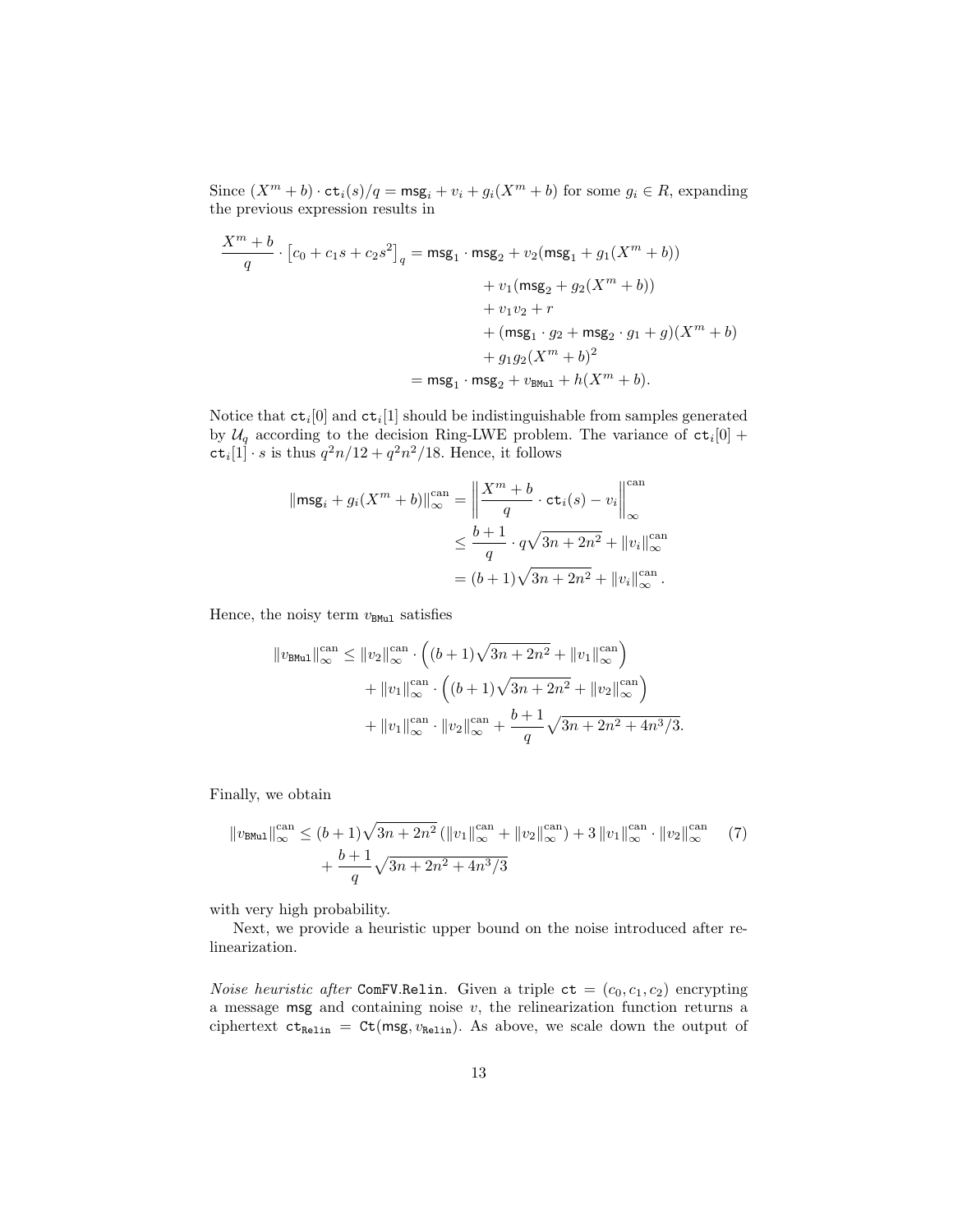Since $(X^m + b) \cdot \mathsf{ct}_i(s)/q = \mathsf{msg}_i + v_i + g_i(X^m + b)$ for some $g_i \in R$, expanding the previous expression results in

$$
\begin{aligned}
\frac{X^m + b}{q} \cdot \left[c_0 + c_1 s + c_2 s^2\right]_q = \mathsf{msg}_1 \cdot \mathsf{msg}_2 &+ v_2(\mathsf{msg}_1 + g_1(X^m + b)) \\
&+ v_1(\mathsf{msg}_2 + g_2(X^m + b)) \\
&+ v_1 v_2 + r \\
&+ (\mathsf{msg}_1 \cdot g_2 + \mathsf{msg}_2 \cdot g_1 + g)(X^m + b) \\
&+ g_1 g_2 (X^m + b)^2 \\
= \mathsf{msg}_1 \cdot \mathsf{msg}_2 &+ v_{\mathtt{BMul}} + h(X^m + b).
\end{aligned}
$$

Notice that $\mathsf{ct}_i[0]$ and $\mathsf{ct}_i[1]$ should be indistinguishable from samples generated by $\mathcal{U}_q$ according to the decision Ring-LWE problem. The variance of $\mathsf{ct}_i[0] + \mathsf{ct}_i[1] \cdot s$ is thus $q^2 n/12 + q^2 n^2/18$. Hence, it follows

$$
\begin{aligned}
\left\|\mathsf{msg}_i + g_i(X^m + b)\right\|_\infty^{\text{can}} &= \left\| \frac{X^m + b}{q} \cdot \mathsf{ct}_i(s) - v_i \right\|_\infty^{\text{can}} \\
&\leq \frac{b+1}{q} \cdot q\sqrt{3n + 2n^2} + \|v_i\|_\infty^{\text{can}} \\
&= (b+1)\sqrt{3n + 2n^2} + \|v_i\|_\infty^{\text{can}}.
\end{aligned}
$$

Hence, the noisy term $v_{\mathtt{BMul}}$ satisfies

$$
\begin{aligned}
\|v_{\mathtt{BMul}}\|_\infty^{\text{can}} \leq \|v_2\|_\infty^{\text{can}} &\cdot \left((b+1)\sqrt{3n + 2n^2} + \|v_1\|_\infty^{\text{can}}\right) \\
&+ \|v_1\|_\infty^{\text{can}} \cdot \left((b+1)\sqrt{3n + 2n^2} + \|v_2\|_\infty^{\text{can}}\right) \\
&+ \|v_1\|_\infty^{\text{can}} \cdot \|v_2\|_\infty^{\text{can}} + \frac{b+1}{q}\sqrt{3n + 2n^2 + 4n^3/3}.
\end{aligned}
$$

Finally, we obtain

$$
\begin{aligned}
\|v_{\mathtt{BMul}}\|_\infty^{\text{can}} \leq (b+1)\sqrt{3n + 2n^2}\left(\|v_1\|_\infty^{\text{can}} + \|v_2\|_\infty^{\text{can}}\right) + 3\|v_1\|_\infty^{\text{can}} \cdot \|v_2\|_\infty^{\text{can}} \\
+ \frac{b+1}{q}\sqrt{3n + 2n^2 + 4n^3/3}
\end{aligned}
\tag{7}
$$

with very high probability.

Next, we provide a heuristic upper bound on the noise introduced after relinearization.

*Noise heuristic after* $\mathtt{ComFV.Relin}$. Given a triple $\mathsf{ct} = (c_0, c_1, c_2)$ encrypting a message $\mathsf{msg}$ and containing noise $v$, the relinearization function returns a ciphertext $\mathsf{ct}_{\mathtt{Relin}} = \mathsf{Ct}(\mathsf{msg}, v_{\mathtt{Relin}})$. As above, we scale down the output of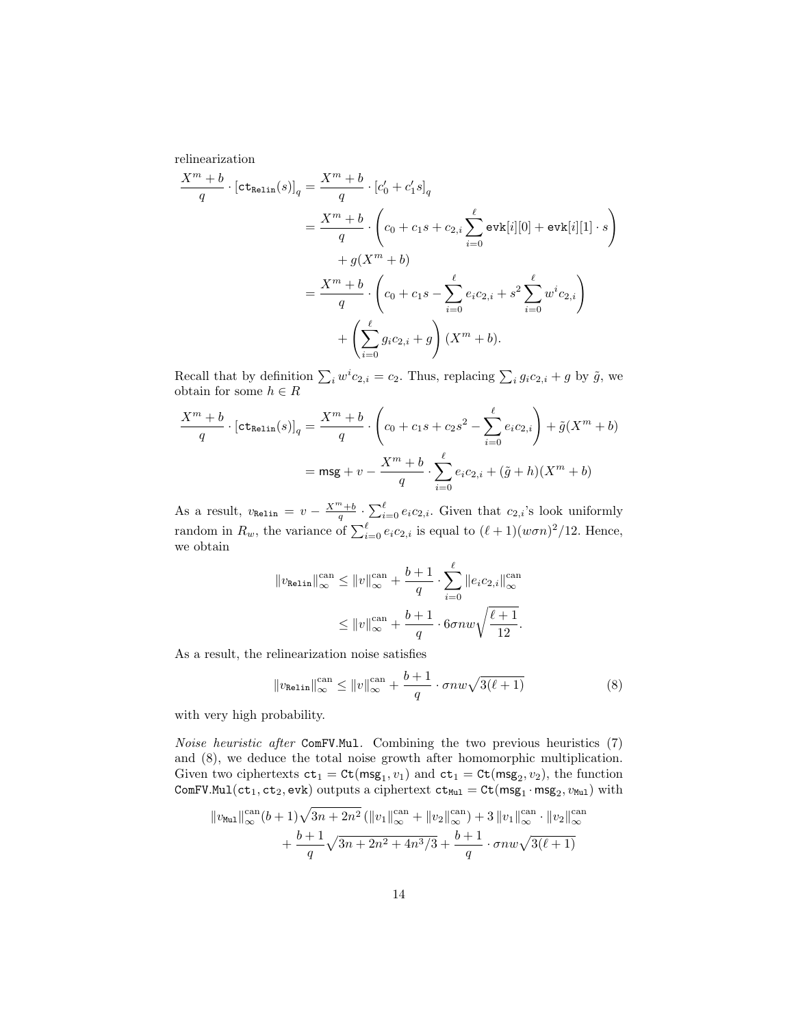relinearization

$$
\begin{aligned}
\frac{X^m + b}{q} \cdot \left[\mathtt{ct}_{\mathtt{Relin}}(s)\right]_q &= \frac{X^m + b}{q} \cdot \left[c_0' + c_1' s\right]_q \\
&= \frac{X^m + b}{q} \cdot \left( c_0 + c_1 s + c_{2,i} \sum_{i=0}^{\ell} \mathtt{evk}[i][0] + \mathtt{evk}[i][1] \cdot s \right) \\
&\quad + g(X^m + b) \\
&= \frac{X^m + b}{q} \cdot \left( c_0 + c_1 s - \sum_{i=0}^{\ell} e_i c_{2,i} + s^2 \sum_{i=0}^{\ell} w^i c_{2,i} \right) \\
&\quad + \left( \sum_{i=0}^{\ell} g_i c_{2,i} + g \right) (X^m + b).
\end{aligned}
$$

Recall that by definition $\sum_i w^i c_{2,i} = c_2$. Thus, replacing $\sum_i g_i c_{2,i} + g$ by $\tilde{g}$, we obtain for some $h \in R$

$$
\begin{aligned}
\frac{X^m + b}{q} \cdot \left[\mathtt{ct}_{\mathtt{Relin}}(s)\right]_q &= \frac{X^m + b}{q} \cdot \left( c_0 + c_1 s + c_2 s^2 - \sum_{i=0}^{\ell} e_i c_{2,i} \right) + \tilde{g}(X^m + b) \\
&= \mathsf{msg} + v - \frac{X^m + b}{q} \cdot \sum_{i=0}^{\ell} e_i c_{2,i} + (\tilde{g} + h)(X^m + b)
\end{aligned}
$$

As a result, $v_{\mathtt{Relin}} = v - \frac{X^m + b}{q} \cdot \sum_{i=0}^{\ell} e_i c_{2,i}$. Given that $c_{2,i}$'s look uniformly random in $R_w$, the variance of $\sum_{i=0}^{\ell} e_i c_{2,i}$ is equal to $(\ell+1)(w\sigma n)^2/12$. Hence, we obtain

$$
\begin{aligned}
\|v_{\mathtt{Relin}}\|_\infty^{\mathrm{can}} &\leq \|v\|_\infty^{\mathrm{can}} + \frac{b+1}{q} \cdot \sum_{i=0}^{\ell} \|e_i c_{2,i}\|_\infty^{\mathrm{can}} \\
&\leq \|v\|_\infty^{\mathrm{can}} + \frac{b+1}{q} \cdot 6\sigma n w \sqrt{\frac{\ell+1}{12}}.
\end{aligned}
$$

As a result, the relinearization noise satisfies

$$
\|v_{\mathtt{Relin}}\|_\infty^{\mathrm{can}} \leq \|v\|_\infty^{\mathrm{can}} + \frac{b+1}{q} \cdot \sigma n w \sqrt{3(\ell+1)} \tag{8}
$$

with very high probability.

*Noise heuristic after* ComFV.Mul. Combining the two previous heuristics (7) and (8), we deduce the total noise growth after homomorphic multiplication. Given two ciphertexts $\mathtt{ct}_1 = \mathtt{Ct}(\mathsf{msg}_1, v_1)$ and $\mathtt{ct}_1 = \mathtt{Ct}(\mathsf{msg}_2, v_2)$, the function $\mathtt{ComFV.Mul}(\mathtt{ct}_1, \mathtt{ct}_2, \mathtt{evk})$ outputs a ciphertext $\mathtt{ct}_{\mathtt{Mul}} = \mathtt{Ct}(\mathsf{msg}_1 \cdot \mathsf{msg}_2, v_{\mathtt{Mul}})$ with

$$
\begin{aligned}
\|v_{\mathtt{Mul}}\|_\infty^{\mathrm{can}} (b+1)\sqrt{3n + 2n^2} \left(\|v_1\|_\infty^{\mathrm{can}} + \|v_2\|_\infty^{\mathrm{can}}\right) + 3 \|v_1\|_\infty^{\mathrm{can}} \cdot \|v_2\|_\infty^{\mathrm{can}} \\
+ \frac{b+1}{q}\sqrt{3n + 2n^2 + 4n^3/3} + \frac{b+1}{q} \cdot \sigma n w \sqrt{3(\ell+1)}
\end{aligned}
$$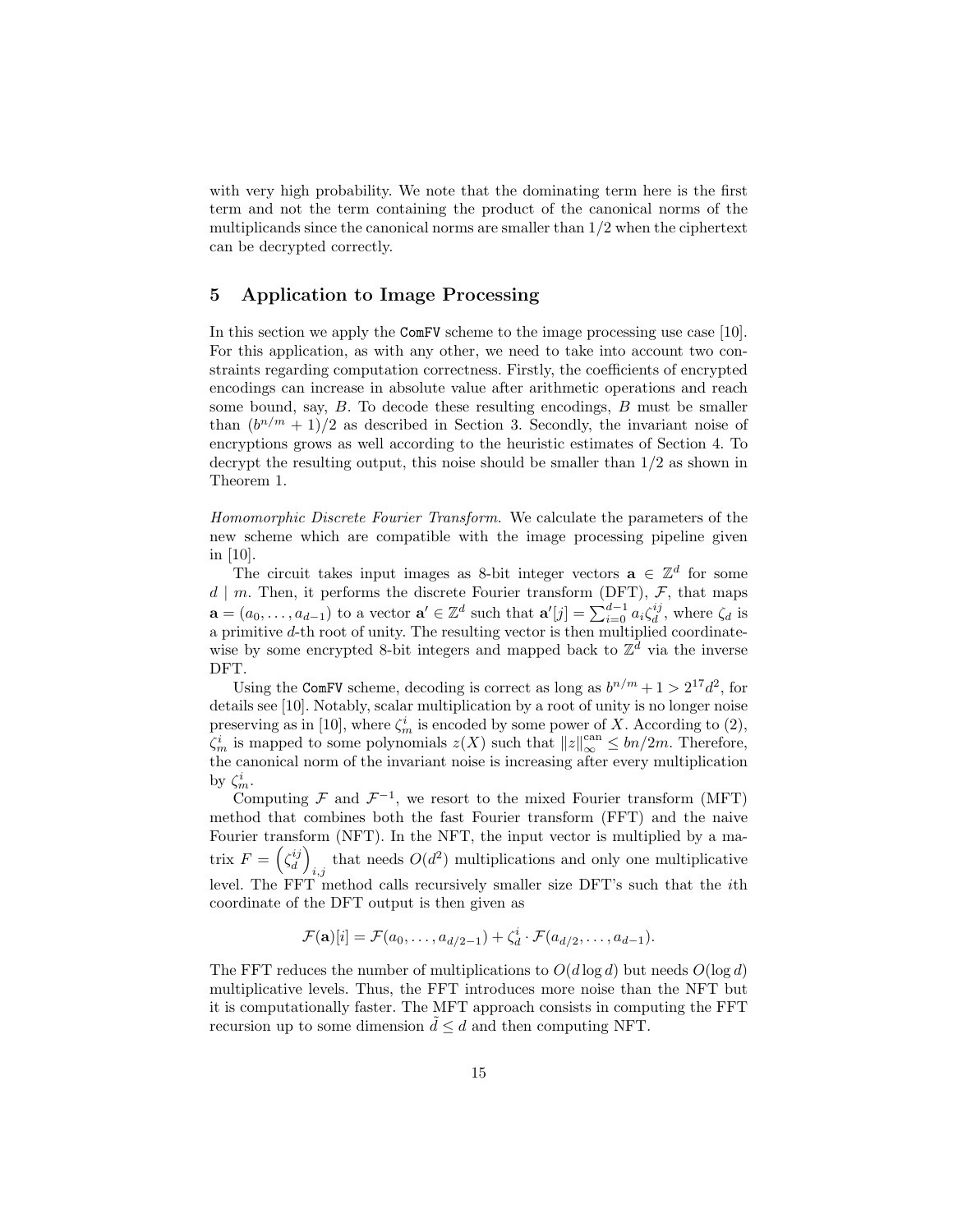with very high probability. We note that the dominating term here is the first term and not the term containing the product of the canonical norms of the multiplicands since the canonical norms are smaller than $1/2$ when the ciphertext can be decrypted correctly.

## 5 Application to Image Processing

In this section we apply the ComFV scheme to the image processing use case [10]. For this application, as with any other, we need to take into account two constraints regarding computation correctness. Firstly, the coefficients of encrypted encodings can increase in absolute value after arithmetic operations and reach some bound, say, $B$. To decode these resulting encodings, $B$ must be smaller than $(b^{n/m}+1)/2$ as described in Section 3. Secondly, the invariant noise of encryptions grows as well according to the heuristic estimates of Section 4. To decrypt the resulting output, this noise should be smaller than $1/2$ as shown in Theorem 1.

*Homomorphic Discrete Fourier Transform.* We calculate the parameters of the new scheme which are compatible with the image processing pipeline given in [10].

The circuit takes input images as 8-bit integer vectors $\mathbf{a} \in \mathbb{Z}^d$ for some $d \mid m$. Then, it performs the discrete Fourier transform (DFT), $\mathcal{F}$, that maps $\mathbf{a} = (a_0, \ldots, a_{d-1})$ to a vector $\mathbf{a}' \in \mathbb{Z}^d$ such that $\mathbf{a}'[j] = \sum_{i=0}^{d-1} a_i \zeta_d^{ij}$, where $\zeta_d$ is a primitive $d$-th root of unity. The resulting vector is then multiplied coordinate-wise by some encrypted 8-bit integers and mapped back to $\mathbb{Z}^d$ via the inverse DFT.

Using the ComFV scheme, decoding is correct as long as $b^{n/m} + 1 > 2^{17}d^2$, for details see [10]. Notably, scalar multiplication by a root of unity is no longer noise preserving as in [10], where $\zeta_m^i$ is encoded by some power of $X$. According to (2), $\zeta_m^i$ is mapped to some polynomials $z(X)$ such that $\|z\|_\infty^{\text{can}} \le bn/2m$. Therefore, the canonical norm of the invariant noise is increasing after every multiplication by $\zeta_m^i$.

Computing $\mathcal{F}$ and $\mathcal{F}^{-1}$, we resort to the mixed Fourier transform (MFT) method that combines both the fast Fourier transform (FFT) and the naive Fourier transform (NFT). In the NFT, the input vector is multiplied by a matrix $F = \left(\zeta_d^{ij}\right)_{i,j}$ that needs $O(d^2)$ multiplications and only one multiplicative level. The FFT method calls recursively smaller size DFT's such that the $i$th coordinate of the DFT output is then given as

$$\mathcal{F}(\mathbf{a})[i] = \mathcal{F}(a_0, \ldots, a_{d/2-1}) + \zeta_d^i \cdot \mathcal{F}(a_{d/2}, \ldots, a_{d-1}).$$

The FFT reduces the number of multiplications to $O(d \log d)$ but needs $O(\log d)$ multiplicative levels. Thus, the FFT introduces more noise than the NFT but it is computationally faster. The MFT approach consists in computing the FFT recursion up to some dimension $\tilde{d} \le d$ and then computing NFT.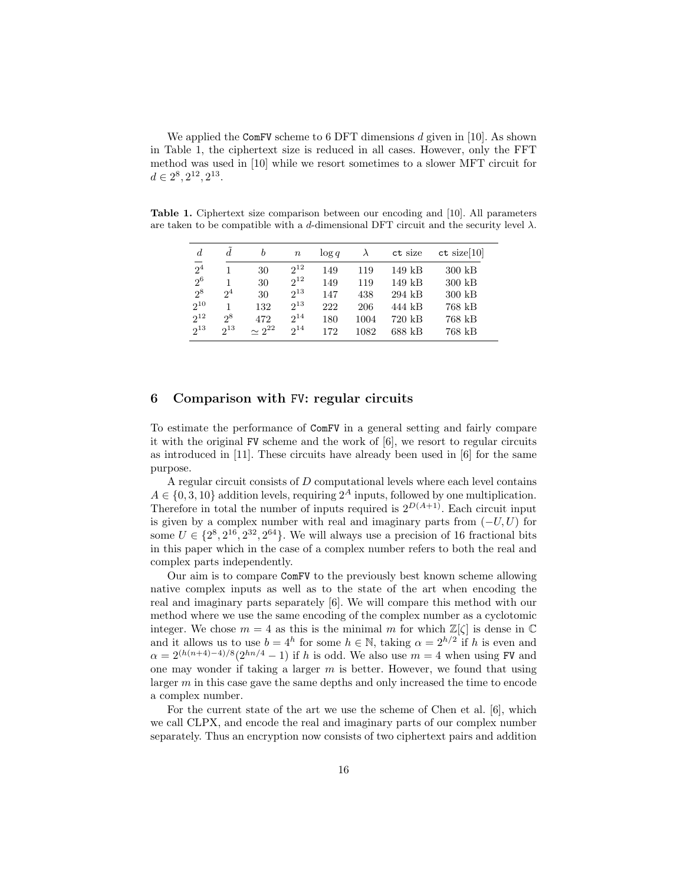We applied the `ComFV` scheme to 6 DFT dimensions $d$ given in [10]. As shown in Table 1, the ciphertext size is reduced in all cases. However, only the FFT method was used in [10] while we resort sometimes to a slower MFT circuit for $d \in 2^8, 2^{12}, 2^{13}$.

**Table 1.** Ciphertext size comparison between our encoding and [10]. All parameters are taken to be compatible with a $d$-dimensional DFT circuit and the security level $\lambda$.

| $d$ | $\tilde{d}$ | $b$ | $n$ | $\log q$ | $\lambda$ | `ct` size | `ct` size[10] |
|---|---|---|---|---|---|---|---|
| $2^4$ | 1 | 30 | $2^{12}$ | 149 | 119 | 149 kB | 300 kB |
| $2^6$ | 1 | 30 | $2^{12}$ | 149 | 119 | 149 kB | 300 kB |
| $2^8$ | $2^4$ | 30 | $2^{13}$ | 147 | 438 | 294 kB | 300 kB |
| $2^{10}$ | 1 | 132 | $2^{13}$ | 222 | 206 | 444 kB | 768 kB |
| $2^{12}$ | $2^8$ | 472 | $2^{14}$ | 180 | 1004 | 720 kB | 768 kB |
| $2^{13}$ | $2^{13}$ | $\simeq 2^{22}$ | $2^{14}$ | 172 | 1082 | 688 kB | 768 kB |

## 6 Comparison with FV: regular circuits

To estimate the performance of `ComFV` in a general setting and fairly compare it with the original `FV` scheme and the work of [6], we resort to regular circuits as introduced in [11]. These circuits have already been used in [6] for the same purpose.

A regular circuit consists of $D$ computational levels where each level contains $A \in \{0, 3, 10\}$ addition levels, requiring $2^A$ inputs, followed by one multiplication. Therefore in total the number of inputs required is $2^{D(A+1)}$. Each circuit input is given by a complex number with real and imaginary parts from $(-U, U)$ for some $U \in \{2^8, 2^{16}, 2^{32}, 2^{64}\}$. We will always use a precision of 16 fractional bits in this paper which in the case of a complex number refers to both the real and complex parts independently.

Our aim is to compare `ComFV` to the previously best known scheme allowing native complex inputs as well as to the state of the art when encoding the real and imaginary parts separately [6]. We will compare this method with our method where we use the same encoding of the complex number as a cyclotomic integer. We chose $m = 4$ as this is the minimal $m$ for which $\mathbb{Z}[\zeta]$ is dense in $\mathbb{C}$ and it allows us to use $b = 4^h$ for some $h \in \mathbb{N}$, taking $\alpha = 2^{h/2}$ if $h$ is even and $\alpha = 2^{(h(n+4)-4)/8}(2^{hn/4} - 1)$ if $h$ is odd. We also use $m = 4$ when using `FV` and one may wonder if taking a larger $m$ is better. However, we found that using larger $m$ in this case gave the same depths and only increased the time to encode a complex number.

For the current state of the art we use the scheme of Chen et al. [6], which we call CLPX, and encode the real and imaginary parts of our complex number separately. Thus an encryption now consists of two ciphertext pairs and addition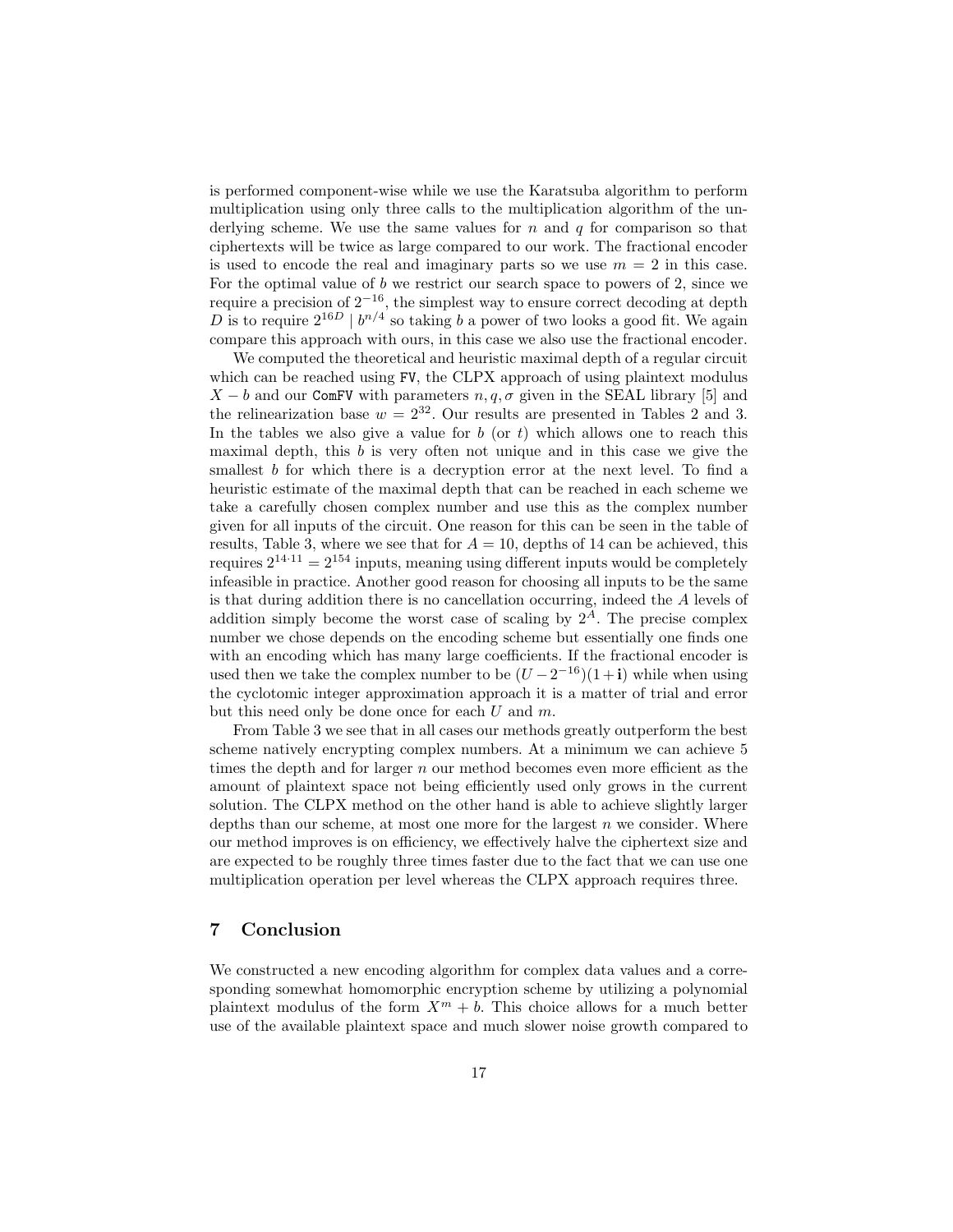is performed component-wise while we use the Karatsuba algorithm to perform multiplication using only three calls to the multiplication algorithm of the underlying scheme. We use the same values for $n$ and $q$ for comparison so that ciphertexts will be twice as large compared to our work. The fractional encoder is used to encode the real and imaginary parts so we use $m = 2$ in this case. For the optimal value of $b$ we restrict our search space to powers of 2, since we require a precision of $2^{-16}$, the simplest way to ensure correct decoding at depth $D$ is to require $2^{16D} \mid b^{n/4}$ so taking $b$ a power of two looks a good fit. We again compare this approach with ours, in this case we also use the fractional encoder.

We computed the theoretical and heuristic maximal depth of a regular circuit which can be reached using `FV`, the CLPX approach of using plaintext modulus $X - b$ and our `ComFV` with parameters $n, q, \sigma$ given in the SEAL library [5] and the relinearization base $w = 2^{32}$. Our results are presented in Tables 2 and 3. In the tables we also give a value for $b$ (or $t$) which allows one to reach this maximal depth, this $b$ is very often not unique and in this case we give the smallest $b$ for which there is a decryption error at the next level. To find a heuristic estimate of the maximal depth that can be reached in each scheme we take a carefully chosen complex number and use this as the complex number given for all inputs of the circuit. One reason for this can be seen in the table of results, Table 3, where we see that for $A = 10$, depths of 14 can be achieved, this requires $2^{14 \cdot 11} = 2^{154}$ inputs, meaning using different inputs would be completely infeasible in practice. Another good reason for choosing all inputs to be the same is that during addition there is no cancellation occurring, indeed the $A$ levels of addition simply become the worst case of scaling by $2^A$. The precise complex number we chose depends on the encoding scheme but essentially one finds one with an encoding which has many large coefficients. If the fractional encoder is used then we take the complex number to be $(U - 2^{-16})(1 + \mathbf{i})$ while when using the cyclotomic integer approximation approach it is a matter of trial and error but this need only be done once for each $U$ and $m$.

From Table 3 we see that in all cases our methods greatly outperform the best scheme natively encrypting complex numbers. At a minimum we can achieve 5 times the depth and for larger $n$ our method becomes even more efficient as the amount of plaintext space not being efficiently used only grows in the current solution. The CLPX method on the other hand is able to achieve slightly larger depths than our scheme, at most one more for the largest $n$ we consider. Where our method improves is on efficiency, we effectively halve the ciphertext size and are expected to be roughly three times faster due to the fact that we can use one multiplication operation per level whereas the CLPX approach requires three.

## 7 Conclusion

We constructed a new encoding algorithm for complex data values and a corresponding somewhat homomorphic encryption scheme by utilizing a polynomial plaintext modulus of the form $X^m + b$. This choice allows for a much better use of the available plaintext space and much slower noise growth compared to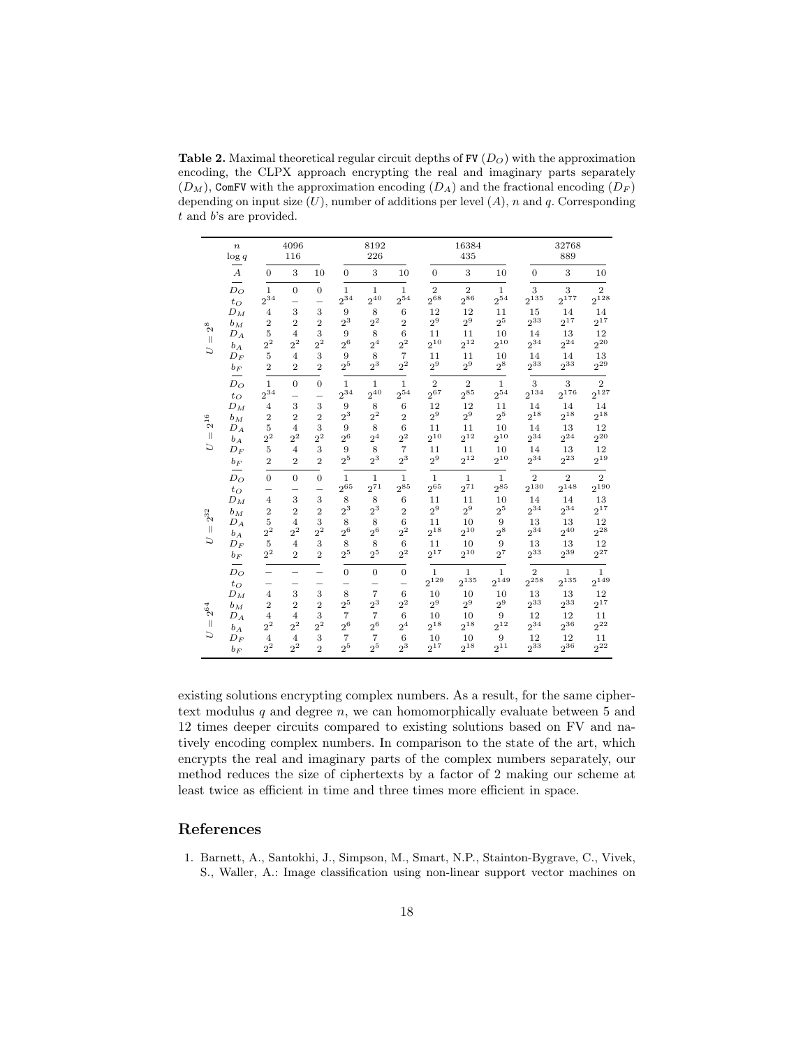**Table 2.** Maximal theoretical regular circuit depths of FV ($D_O$) with the approximation encoding, the CLPX approach encrypting the real and imaginary parts separately ($D_M$), ComFV with the approximation encoding ($D_A$) and the fractional encoding ($D_F$) depending on input size ($U$), number of additions per level ($A$), $n$ and $q$. Corresponding $t$ and $b$'s are provided.

| | $n$ | 4096 | | | 8192 | | | 16384 | | | 32768 | | |
|---|---|---|---|---|---|---|---|---|---|---|---|---|---|
| | $\log q$ | 116 | | | 226 | | | 435 | | | 889 | | |
| | $A$ | 0 | 3 | 10 | 0 | 3 | 10 | 0 | 3 | 10 | 0 | 3 | 10 |
| $U = 2^8$ | $D_O$ | 1 | 0 | 0 | 1 | 1 | 1 | 2 | 2 | 1 | 3 | 3 | 2 |
| | $t_O$ | $2^{34}$ | – | – | $2^{34}$ | $2^{40}$ | $2^{54}$ | $2^{68}$ | $2^{86}$ | $2^{54}$ | $2^{135}$ | $2^{177}$ | $2^{128}$ |
| | $D_M$ | 4 | 3 | 3 | 9 | 8 | 6 | 12 | 12 | 11 | 15 | 14 | 14 |
| | $b_M$ | 2 | 2 | 2 | $2^3$ | $2^2$ | 2 | $2^9$ | $2^9$ | $2^5$ | $2^{33}$ | $2^{17}$ | $2^{17}$ |
| | $D_A$ | 5 | 4 | 3 | 9 | 8 | 6 | 11 | 11 | 10 | 14 | 13 | 12 |
| | $b_A$ | $2^2$ | $2^2$ | $2^2$ | $2^6$ | $2^4$ | $2^2$ | $2^{10}$ | $2^{12}$ | $2^{10}$ | $2^{34}$ | $2^{24}$ | $2^{20}$ |
| | $D_F$ | 5 | 4 | 3 | 9 | 8 | 7 | 11 | 11 | 10 | 14 | 14 | 13 |
| | $b_F$ | 2 | 2 | 2 | $2^5$ | $2^3$ | $2^2$ | $2^9$ | $2^9$ | $2^8$ | $2^{33}$ | $2^{33}$ | $2^{29}$ |
| $U = 2^{16}$ | $D_O$ | 1 | 0 | 0 | 1 | 1 | 1 | 2 | 2 | 1 | 3 | 3 | 2 |
| | $t_O$ | $2^{34}$ | – | – | $2^{34}$ | $2^{40}$ | $2^{54}$ | $2^{67}$ | $2^{85}$ | $2^{54}$ | $2^{134}$ | $2^{176}$ | $2^{127}$ |
| | $D_M$ | 4 | 3 | 3 | 9 | 8 | 6 | 12 | 12 | 11 | 14 | 14 | 14 |
| | $b_M$ | 2 | 2 | 2 | $2^3$ | $2^2$ | 2 | $2^9$ | $2^9$ | $2^5$ | $2^{18}$ | $2^{18}$ | $2^{18}$ |
| | $D_A$ | 5 | 4 | 3 | 9 | 8 | 6 | 11 | 11 | 10 | 14 | 13 | 12 |
| | $b_A$ | $2^2$ | $2^2$ | $2^2$ | $2^6$ | $2^4$ | $2^2$ | $2^{10}$ | $2^{12}$ | $2^{10}$ | $2^{34}$ | $2^{24}$ | $2^{20}$ |
| | $D_F$ | 5 | 4 | 3 | 9 | 8 | 7 | 11 | 11 | 10 | 14 | 13 | 12 |
| | $b_F$ | 2 | 2 | 2 | $2^5$ | $2^3$ | $2^3$ | $2^9$ | $2^{12}$ | $2^{10}$ | $2^{34}$ | $2^{23}$ | $2^{19}$ |
| $U = 2^{32}$ | $D_O$ | 0 | 0 | 0 | 1 | 1 | 1 | 1 | 1 | 1 | 2 | 2 | 2 |
| | $t_O$ | – | – | – | $2^{65}$ | $2^{71}$ | $2^{85}$ | $2^{65}$ | $2^{71}$ | $2^{85}$ | $2^{130}$ | $2^{148}$ | $2^{190}$ |
| | $D_M$ | 4 | 3 | 3 | 8 | 8 | 6 | 11 | 11 | 10 | 14 | 14 | 13 |
| | $b_M$ | 2 | 2 | 2 | $2^3$ | $2^3$ | 2 | $2^9$ | $2^9$ | $2^5$ | $2^{34}$ | $2^{34}$ | $2^{17}$ |
| | $D_A$ | 5 | 4 | 3 | 8 | 8 | 6 | 11 | 10 | 9 | 13 | 13 | 12 |
| | $b_A$ | $2^2$ | $2^2$ | $2^2$ | $2^6$ | $2^6$ | $2^2$ | $2^{18}$ | $2^{10}$ | $2^8$ | $2^{34}$ | $2^{40}$ | $2^{28}$ |
| | $D_F$ | 5 | 4 | 3 | 8 | 8 | 6 | 11 | 10 | 9 | 13 | 13 | 12 |
| | $b_F$ | $2^2$ | 2 | 2 | $2^5$ | $2^5$ | $2^2$ | $2^{17}$ | $2^{10}$ | $2^7$ | $2^{33}$ | $2^{39}$ | $2^{27}$ |
| $U = 2^{64}$ | $D_O$ | – | – | – | 0 | 0 | 0 | 1 | 1 | 1 | 2 | 1 | 1 |
| | $t_O$ | – | – | – | – | – | – | $2^{129}$ | $2^{135}$ | $2^{149}$ | $2^{258}$ | $2^{135}$ | $2^{149}$ |
| | $D_M$ | 4 | 3 | 3 | 8 | 7 | 6 | 10 | 10 | 10 | 13 | 13 | 12 |
| | $b_M$ | 2 | 2 | 2 | $2^5$ | $2^3$ | $2^2$ | $2^9$ | $2^9$ | $2^9$ | $2^{33}$ | $2^{33}$ | $2^{17}$ |
| | $D_A$ | 4 | 4 | 3 | 7 | 7 | 6 | 10 | 10 | 9 | 12 | 12 | 11 |
| | $b_A$ | $2^2$ | $2^2$ | $2^2$ | $2^6$ | $2^6$ | $2^4$ | $2^{18}$ | $2^{18}$ | $2^{12}$ | $2^{34}$ | $2^{36}$ | $2^{22}$ |
| | $D_F$ | 4 | 4 | 3 | 7 | 7 | 6 | 10 | 10 | 9 | 12 | 12 | 11 |
| | $b_F$ | $2^2$ | $2^2$ | 2 | $2^5$ | $2^5$ | $2^3$ | $2^{17}$ | $2^{18}$ | $2^{11}$ | $2^{33}$ | $2^{36}$ | $2^{22}$ |

existing solutions encrypting complex numbers. As a result, for the same ciphertext modulus $q$ and degree $n$, we can homomorphically evaluate between 5 and 12 times deeper circuits compared to existing solutions based on FV and natively encoding complex numbers. In comparison to the state of the art, which encrypts the real and imaginary parts of the complex numbers separately, our method reduces the size of ciphertexts by a factor of 2 making our scheme at least twice as efficient in time and three times more efficient in space.

## References

1. Barnett, A., Santokhi, J., Simpson, M., Smart, N.P., Stainton-Bygrave, C., Vivek, S., Waller, A.: Image classification using non-linear support vector machines on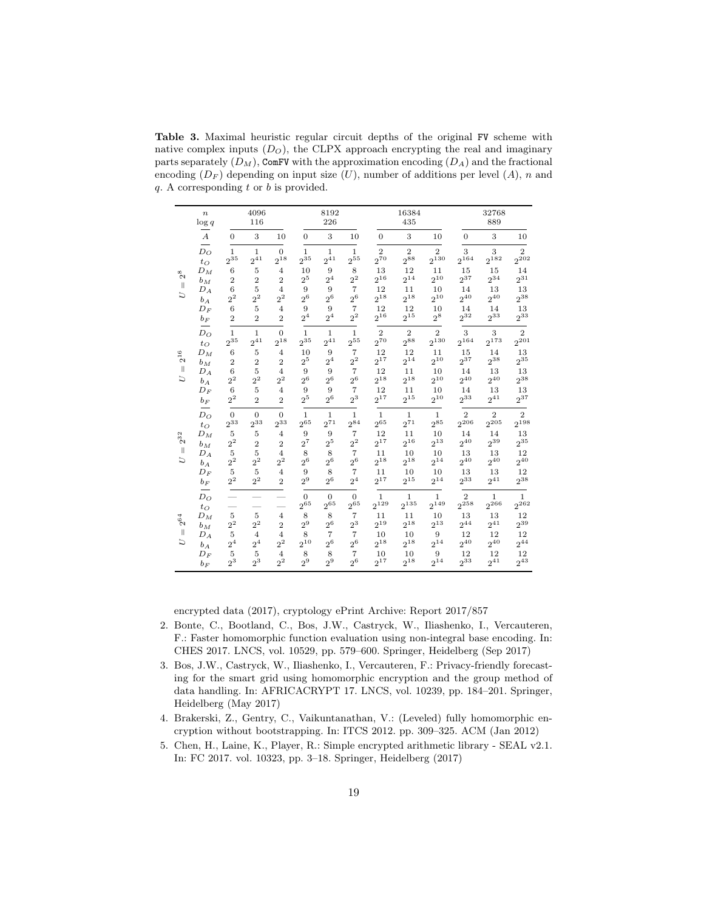**Table 3.** Maximal heuristic regular circuit depths of the original FV scheme with native complex inputs ($D_O$), the CLPX approach encrypting the real and imaginary parts separately ($D_M$), ComFV with the approximation encoding ($D_A$) and the fractional encoding ($D_F$) depending on input size ($U$), number of additions per level ($A$), $n$ and $q$. A corresponding $t$ or $b$ is provided.

| | $n$ | 4096 | | | 8192 | | | 16384 | | | 32768 | | |
|---|---|---|---|---|---|---|---|---|---|---|---|---|---|
| | $\log q$ | 116 | | | 226 | | | 435 | | | 889 | | |
| | $A$ | 0 | 3 | 10 | 0 | 3 | 10 | 0 | 3 | 10 | 0 | 3 | 10 |
| $U = 2^8$ | $D_O$ | 1 | 1 | 0 | 1 | 1 | 1 | 2 | 2 | 2 | 3 | 3 | 2 |
| | $t_O$ | $2^{35}$ | $2^{41}$ | $2^{18}$ | $2^{35}$ | $2^{41}$ | $2^{55}$ | $2^{70}$ | $2^{88}$ | $2^{130}$ | $2^{164}$ | $2^{182}$ | $2^{202}$ |
| | $D_M$ | 6 | 5 | 4 | 10 | 9 | 8 | 13 | 12 | 11 | 15 | 15 | 14 |
| | $b_M$ | 2 | 2 | 2 | $2^5$ | $2^4$ | $2^2$ | $2^{16}$ | $2^{14}$ | $2^{10}$ | $2^{37}$ | $2^{34}$ | $2^{31}$ |
| | $D_A$ | 6 | 5 | 4 | 9 | 9 | 7 | 12 | 11 | 10 | 14 | 13 | 13 |
| | $b_A$ | $2^2$ | $2^2$ | $2^2$ | $2^6$ | $2^6$ | $2^6$ | $2^{18}$ | $2^{18}$ | $2^{10}$ | $2^{40}$ | $2^{40}$ | $2^{38}$ |
| | $D_F$ | 6 | 5 | 4 | 9 | 9 | 7 | 12 | 12 | 10 | 14 | 14 | 13 |
| | $b_F$ | 2 | 2 | 2 | $2^4$ | $2^4$ | $2^2$ | $2^{16}$ | $2^{15}$ | $2^8$ | $2^{32}$ | $2^{33}$ | $2^{33}$ |
| $U = 2^{16}$ | $D_O$ | 1 | 1 | 0 | 1 | 1 | 1 | 2 | 2 | 2 | 3 | 3 | 2 |
| | $t_O$ | $2^{35}$ | $2^{41}$ | $2^{18}$ | $2^{35}$ | $2^{41}$ | $2^{55}$ | $2^{70}$ | $2^{88}$ | $2^{130}$ | $2^{164}$ | $2^{173}$ | $2^{201}$ |
| | $D_M$ | 6 | 5 | 4 | 10 | 9 | 7 | 12 | 12 | 11 | 15 | 14 | 13 |
| | $b_M$ | 2 | 2 | 2 | $2^5$ | $2^4$ | $2^2$ | $2^{17}$ | $2^{14}$ | $2^{10}$ | $2^{37}$ | $2^{38}$ | $2^{35}$ |
| | $D_A$ | 6 | 5 | 4 | 9 | 9 | 7 | 12 | 11 | 10 | 14 | 13 | 13 |
| | $b_A$ | $2^2$ | $2^2$ | $2^2$ | $2^6$ | $2^6$ | $2^6$ | $2^{18}$ | $2^{18}$ | $2^{10}$ | $2^{40}$ | $2^{40}$ | $2^{38}$ |
| | $D_F$ | 6 | 5 | 4 | 9 | 9 | 7 | 12 | 11 | 10 | 14 | 13 | 13 |
| | $b_F$ | $2^2$ | 2 | 2 | $2^5$ | $2^6$ | $2^3$ | $2^{17}$ | $2^{15}$ | $2^{10}$ | $2^{33}$ | $2^{41}$ | $2^{37}$ |
| $U = 2^{32}$ | $D_O$ | 0 | 0 | 0 | 1 | 1 | 1 | 1 | 1 | 1 | 2 | 2 | 2 |
| | $t_O$ | $2^{33}$ | $2^{33}$ | $2^{33}$ | $2^{65}$ | $2^{71}$ | $2^{84}$ | $2^{65}$ | $2^{71}$ | $2^{85}$ | $2^{206}$ | $2^{205}$ | $2^{198}$ |
| | $D_M$ | 5 | 5 | 4 | 9 | 9 | 7 | 12 | 11 | 10 | 14 | 14 | 13 |
| | $b_M$ | $2^2$ | 2 | 2 | $2^7$ | $2^5$ | $2^2$ | $2^{17}$ | $2^{16}$ | $2^{13}$ | $2^{40}$ | $2^{39}$ | $2^{35}$ |
| | $D_A$ | 5 | 5 | 4 | 8 | 8 | 7 | 11 | 10 | 10 | 13 | 13 | 12 |
| | $b_A$ | $2^2$ | $2^2$ | $2^2$ | $2^6$ | $2^6$ | $2^6$ | $2^{18}$ | $2^{18}$ | $2^{14}$ | $2^{40}$ | $2^{40}$ | $2^{40}$ |
| | $D_F$ | 5 | 5 | 4 | 9 | 8 | 7 | 11 | 10 | 10 | 13 | 13 | 12 |
| | $b_F$ | $2^2$ | $2^2$ | 2 | $2^9$ | $2^6$ | $2^4$ | $2^{17}$ | $2^{15}$ | $2^{14}$ | $2^{33}$ | $2^{41}$ | $2^{38}$ |
| $U = 2^{64}$ | $D_O$ | — | — | — | 0 | 0 | 0 | 1 | 1 | 1 | 2 | 1 | 1 |
| | $t_O$ | — | — | — | $2^{65}$ | $2^{65}$ | $2^{65}$ | $2^{129}$ | $2^{135}$ | $2^{149}$ | $2^{258}$ | $2^{266}$ | $2^{262}$ |
| | $D_M$ | 5 | 5 | 4 | 8 | 8 | 7 | 11 | 11 | 10 | 13 | 13 | 12 |
| | $b_M$ | $2^2$ | $2^2$ | 2 | $2^9$ | $2^6$ | $2^3$ | $2^{19}$ | $2^{18}$ | $2^{13}$ | $2^{44}$ | $2^{41}$ | $2^{39}$ |
| | $D_A$ | 5 | 4 | 4 | 8 | 7 | 7 | 10 | 10 | 9 | 12 | 12 | 12 |
| | $b_A$ | $2^4$ | $2^4$ | $2^2$ | $2^{10}$ | $2^6$ | $2^6$ | $2^{18}$ | $2^{18}$ | $2^{14}$ | $2^{40}$ | $2^{40}$ | $2^{44}$ |
| | $D_F$ | 5 | 5 | 4 | 8 | 8 | 7 | 10 | 10 | 9 | 12 | 12 | 12 |
| | $b_F$ | $2^3$ | $2^3$ | $2^2$ | $2^9$ | $2^9$ | $2^6$ | $2^{17}$ | $2^{18}$ | $2^{14}$ | $2^{33}$ | $2^{41}$ | $2^{43}$ |

encrypted data (2017), cryptology ePrint Archive: Report 2017/857

2. Bonte, C., Bootland, C., Bos, J.W., Castryck, W., Iliashenko, I., Vercauteren, F.: Faster homomorphic function evaluation using non-integral base encoding. In: CHES 2017. LNCS, vol. 10529, pp. 579–600. Springer, Heidelberg (Sep 2017)
3. Bos, J.W., Castryck, W., Iliashenko, I., Vercauteren, F.: Privacy-friendly forecasting for the smart grid using homomorphic encryption and the group method of data handling. In: AFRICACRYPT 17. LNCS, vol. 10239, pp. 184–201. Springer, Heidelberg (May 2017)
4. Brakerski, Z., Gentry, C., Vaikuntanathan, V.: (Leveled) fully homomorphic encryption without bootstrapping. In: ITCS 2012. pp. 309–325. ACM (Jan 2012)
5. Chen, H., Laine, K., Player, R.: Simple encrypted arithmetic library - SEAL v2.1. In: FC 2017. vol. 10323, pp. 3–18. Springer, Heidelberg (2017)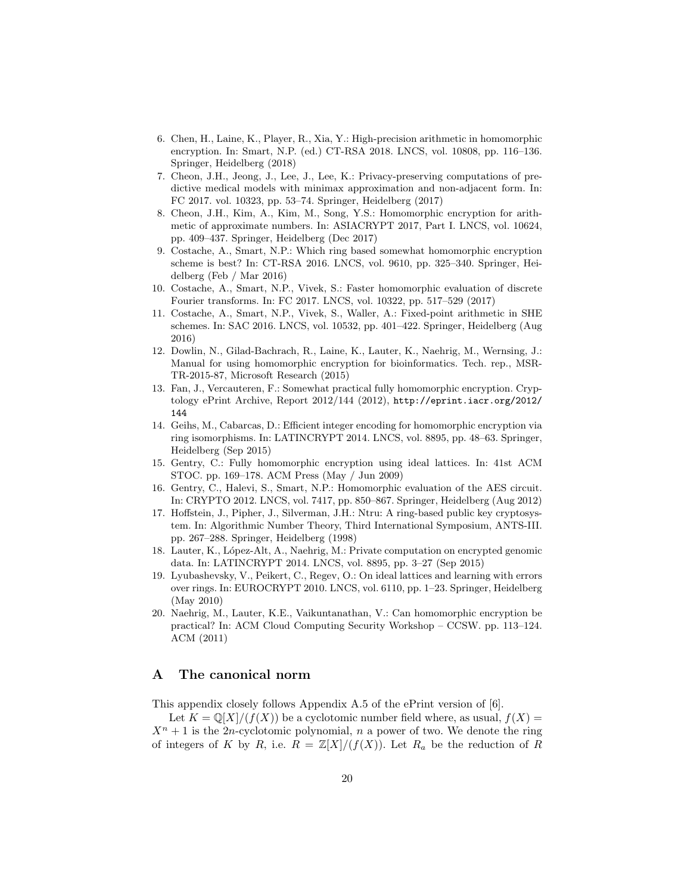6. Chen, H., Laine, K., Player, R., Xia, Y.: High-precision arithmetic in homomorphic encryption. In: Smart, N.P. (ed.) CT-RSA 2018. LNCS, vol. 10808, pp. 116–136. Springer, Heidelberg (2018)
7. Cheon, J.H., Jeong, J., Lee, J., Lee, K.: Privacy-preserving computations of predictive medical models with minimax approximation and non-adjacent form. In: FC 2017. vol. 10323, pp. 53–74. Springer, Heidelberg (2017)
8. Cheon, J.H., Kim, A., Kim, M., Song, Y.S.: Homomorphic encryption for arithmetic of approximate numbers. In: ASIACRYPT 2017, Part I. LNCS, vol. 10624, pp. 409–437. Springer, Heidelberg (Dec 2017)
9. Costache, A., Smart, N.P.: Which ring based somewhat homomorphic encryption scheme is best? In: CT-RSA 2016. LNCS, vol. 9610, pp. 325–340. Springer, Heidelberg (Feb / Mar 2016)
10. Costache, A., Smart, N.P., Vivek, S.: Faster homomorphic evaluation of discrete Fourier transforms. In: FC 2017. LNCS, vol. 10322, pp. 517–529 (2017)
11. Costache, A., Smart, N.P., Vivek, S., Waller, A.: Fixed-point arithmetic in SHE schemes. In: SAC 2016. LNCS, vol. 10532, pp. 401–422. Springer, Heidelberg (Aug 2016)
12. Dowlin, N., Gilad-Bachrach, R., Laine, K., Lauter, K., Naehrig, M., Wernsing, J.: Manual for using homomorphic encryption for bioinformatics. Tech. rep., MSR-TR-2015-87, Microsoft Research (2015)
13. Fan, J., Vercauteren, F.: Somewhat practical fully homomorphic encryption. Cryptology ePrint Archive, Report 2012/144 (2012), http://eprint.iacr.org/2012/144
14. Geihs, M., Cabarcas, D.: Efficient integer encoding for homomorphic encryption via ring isomorphisms. In: LATINCRYPT 2014. LNCS, vol. 8895, pp. 48–63. Springer, Heidelberg (Sep 2015)
15. Gentry, C.: Fully homomorphic encryption using ideal lattices. In: 41st ACM STOC. pp. 169–178. ACM Press (May / Jun 2009)
16. Gentry, C., Halevi, S., Smart, N.P.: Homomorphic evaluation of the AES circuit. In: CRYPTO 2012. LNCS, vol. 7417, pp. 850–867. Springer, Heidelberg (Aug 2012)
17. Hoffstein, J., Pipher, J., Silverman, J.H.: Ntru: A ring-based public key cryptosystem. In: Algorithmic Number Theory, Third International Symposium, ANTS-III. pp. 267–288. Springer, Heidelberg (1998)
18. Lauter, K., López-Alt, A., Naehrig, M.: Private computation on encrypted genomic data. In: LATINCRYPT 2014. LNCS, vol. 8895, pp. 3–27 (Sep 2015)
19. Lyubashevsky, V., Peikert, C., Regev, O.: On ideal lattices and learning with errors over rings. In: EUROCRYPT 2010. LNCS, vol. 6110, pp. 1–23. Springer, Heidelberg (May 2010)
20. Naehrig, M., Lauter, K.E., Vaikuntanathan, V.: Can homomorphic encryption be practical? In: ACM Cloud Computing Security Workshop – CCSW. pp. 113–124. ACM (2011)

# A The canonical norm

This appendix closely follows Appendix A.5 of the ePrint version of [6].

Let $K = \mathbb{Q}[X]/(f(X))$ be a cyclotomic number field where, as usual, $f(X) = X^n + 1$ is the $2n$-cyclotomic polynomial, $n$ a power of two. We denote the ring of integers of $K$ by $R$, i.e. $R = \mathbb{Z}[X]/(f(X))$. Let $R_a$ be the reduction of $R$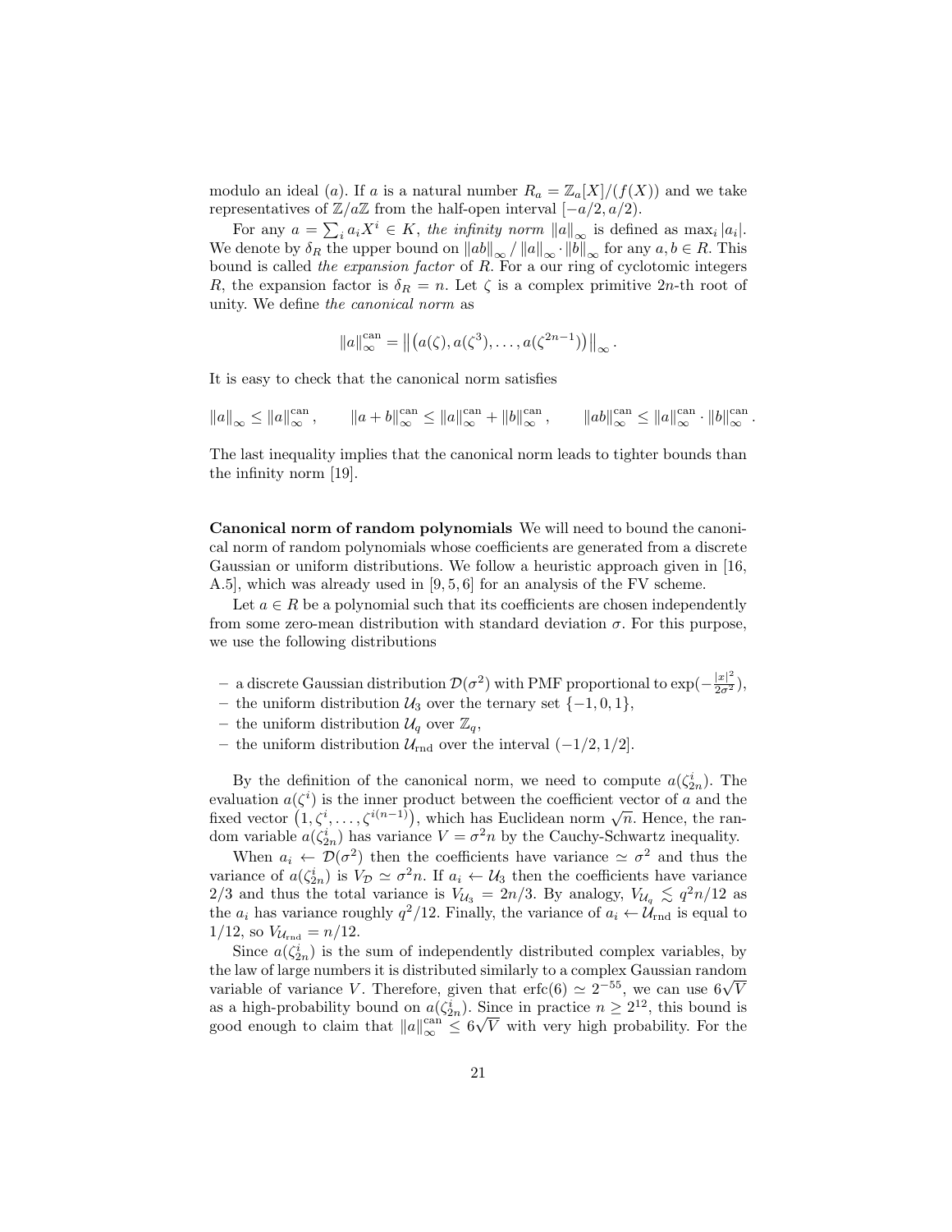modulo an ideal $(a)$. If $a$ is a natural number $R_a = \mathbb{Z}_a[X]/(f(X))$ and we take representatives of $\mathbb{Z}/a\mathbb{Z}$ from the half-open interval $[-a/2, a/2)$.

For any $a = \sum_i a_i X^i \in K$, *the infinity norm* $\|a\|_\infty$ is defined as $\max_i |a_i|$. We denote by $\delta_R$ the upper bound on $\|ab\|_\infty / \|a\|_\infty \cdot \|b\|_\infty$ for any $a, b \in R$. This bound is called *the expansion factor* of $R$. For a our ring of cyclotomic integers $R$, the expansion factor is $\delta_R = n$. Let $\zeta$ is a complex primitive $2n$-th root of unity. We define *the canonical norm* as

$$\|a\|_\infty^{\mathrm{can}} = \left\| \left( a(\zeta), a(\zeta^3), \ldots, a(\zeta^{2n-1}) \right) \right\|_\infty .$$

It is easy to check that the canonical norm satisfies

$$\|a\|_\infty \le \|a\|_\infty^{\mathrm{can}}, \qquad \|a+b\|_\infty^{\mathrm{can}} \le \|a\|_\infty^{\mathrm{can}} + \|b\|_\infty^{\mathrm{can}}, \qquad \|ab\|_\infty^{\mathrm{can}} \le \|a\|_\infty^{\mathrm{can}} \cdot \|b\|_\infty^{\mathrm{can}} .$$

The last inequality implies that the canonical norm leads to tighter bounds than the infinity norm [19].

**Canonical norm of random polynomials** We will need to bound the canonical norm of random polynomials whose coefficients are generated from a discrete Gaussian or uniform distributions. We follow a heuristic approach given in [16, A.5], which was already used in [9, 5, 6] for an analysis of the FV scheme.

Let $a \in R$ be a polynomial such that its coefficients are chosen independently from some zero-mean distribution with standard deviation $\sigma$. For this purpose, we use the following distributions

- a discrete Gaussian distribution $\mathcal{D}(\sigma^2)$ with PMF proportional to $\exp(-\frac{|x|^2}{2\sigma^2})$,
- the uniform distribution $\mathcal{U}_3$ over the ternary set $\{-1, 0, 1\}$,
- the uniform distribution $\mathcal{U}_q$ over $\mathbb{Z}_q$,
- the uniform distribution $\mathcal{U}_{\mathrm{rnd}}$ over the interval $(-1/2, 1/2]$.

By the definition of the canonical norm, we need to compute $a(\zeta_{2n}^i)$. The evaluation $a(\zeta^i)$ is the inner product between the coefficient vector of $a$ and the fixed vector $\left(1, \zeta^i, \ldots, \zeta^{i(n-1)}\right)$, which has Euclidean norm $\sqrt{n}$. Hence, the random variable $a(\zeta_{2n}^i)$ has variance $V = \sigma^2 n$ by the Cauchy-Schwartz inequality.

When $a_i \leftarrow \mathcal{D}(\sigma^2)$ then the coefficients have variance $\simeq \sigma^2$ and thus the variance of $a(\zeta_{2n}^i)$ is $V_{\mathcal{D}} \simeq \sigma^2 n$. If $a_i \leftarrow \mathcal{U}_3$ then the coefficients have variance $2/3$ and thus the total variance is $V_{\mathcal{U}_3} = 2n/3$. By analogy, $V_{\mathcal{U}_q} \lesssim q^2 n/12$ as the $a_i$ has variance roughly $q^2/12$. Finally, the variance of $a_i \leftarrow \mathcal{U}_{\mathrm{rnd}}$ is equal to $1/12$, so $V_{\mathcal{U}_{\mathrm{rnd}}} = n/12$.

Since $a(\zeta_{2n}^i)$ is the sum of independently distributed complex variables, by the law of large numbers it is distributed similarly to a complex Gaussian random variable of variance $V$. Therefore, given that $\mathrm{erfc}(6) \simeq 2^{-55}$, we can use $6\sqrt{V}$ as a high-probability bound on $a(\zeta_{2n}^i)$. Since in practice $n \ge 2^{12}$, this bound is good enough to claim that $\|a\|_\infty^{\mathrm{can}} \le 6\sqrt{V}$ with very high probability. For the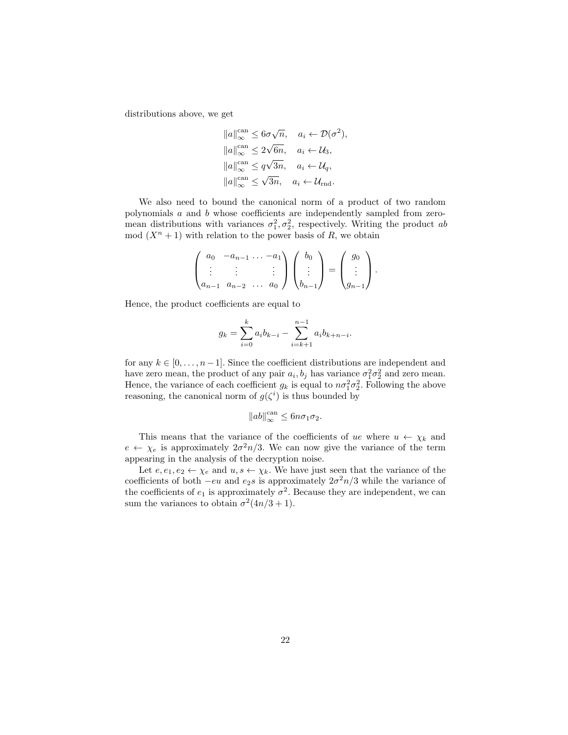distributions above, we get

$$
\begin{aligned}
\|a\|_\infty^{\text{can}} &\le 6\sigma\sqrt{n}, \quad a_i \leftarrow \mathcal{D}(\sigma^2),\\
\|a\|_\infty^{\text{can}} &\le 2\sqrt{6n}, \quad a_i \leftarrow \mathcal{U}_3,\\
\|a\|_\infty^{\text{can}} &\le q\sqrt{3n}, \quad a_i \leftarrow \mathcal{U}_q,\\
\|a\|_\infty^{\text{can}} &\le \sqrt{3n}, \quad a_i \leftarrow \mathcal{U}_{\text{rnd}}.
\end{aligned}
$$

We also need to bound the canonical norm of a product of two random polynomials $a$ and $b$ whose coefficients are independently sampled from zero-mean distributions with variances $\sigma_1^2, \sigma_2^2$, respectively. Writing the product $ab \bmod (X^n + 1)$ with relation to the power basis of $R$, we obtain

$$
\begin{pmatrix} a_0 & -a_{n-1} & \dots & -a_1 \\ \vdots & \vdots & & \vdots \\ a_{n-1} & a_{n-2} & \dots & a_0 \end{pmatrix}
\begin{pmatrix} b_0 \\ \vdots \\ b_{n-1} \end{pmatrix}
=
\begin{pmatrix} g_0 \\ \vdots \\ g_{n-1} \end{pmatrix}.
$$

Hence, the product coefficients are equal to

$$
g_k = \sum_{i=0}^{k} a_i b_{k-i} - \sum_{i=k+1}^{n-1} a_i b_{k+n-i}.
$$

for any $k \in [0, \dots, n-1]$. Since the coefficient distributions are independent and have zero mean, the product of any pair $a_i, b_j$ has variance $\sigma_1^2\sigma_2^2$ and zero mean. Hence, the variance of each coefficient $g_k$ is equal to $n\sigma_1^2\sigma_2^2$. Following the above reasoning, the canonical norm of $g(\zeta^i)$ is thus bounded by

$$
\|ab\|_\infty^{\text{can}} \le 6n\sigma_1\sigma_2.
$$

This means that the variance of the coefficients of $ue$ where $u \leftarrow \chi_k$ and $e \leftarrow \chi_e$ is approximately $2\sigma^2 n/3$. We can now give the variance of the term appearing in the analysis of the decryption noise.

Let $e, e_1, e_2 \leftarrow \chi_e$ and $u, s \leftarrow \chi_k$. We have just seen that the variance of the coefficients of both $-eu$ and $e_2 s$ is approximately $2\sigma^2 n/3$ while the variance of the coefficients of $e_1$ is approximately $\sigma^2$. Because they are independent, we can sum the variances to obtain $\sigma^2(4n/3 + 1)$.